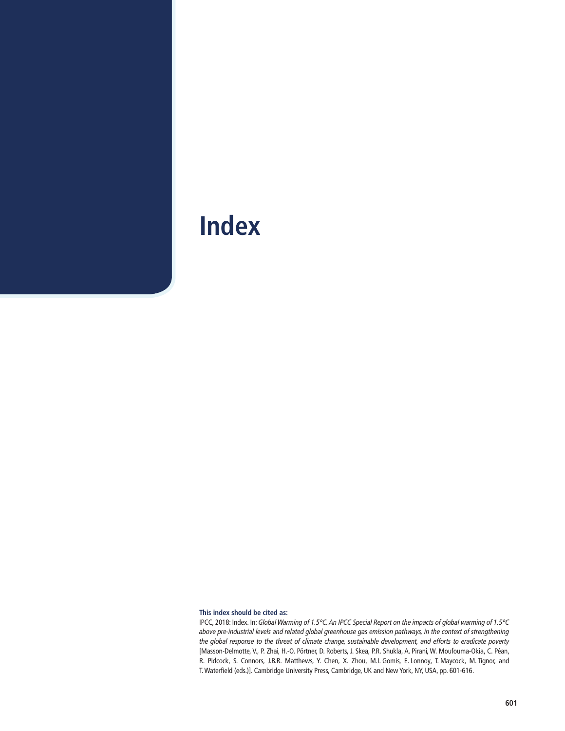# Index

**This index should be cited as:**

IPCC, 2018: Index. In: *Global Warming of 1.5°C. An IPCC Special Report on the impacts of global warming of 1.5°C above pre-industrial levels and related global greenhouse gas emission pathways, in the context of strengthening the global response to the threat of climate change, sustainable development, and efforts to eradicate poverty* [Masson-Delmotte, V., P. Zhai, H.-O. Pörtner, D. Roberts, J. Skea, P.R. Shukla, A. Pirani, W. Moufouma-Okia, C. Péan, R. Pidcock, S. Connors, J.B.R. Matthews, Y. Chen, X. Zhou, M.I. Gomis, E. Lonnoy, T. Maycock, M. Tignor, and T. Waterfield (eds.)]. Cambridge University Press, Cambridge, UK and New York, NY, USA, pp. 601-616.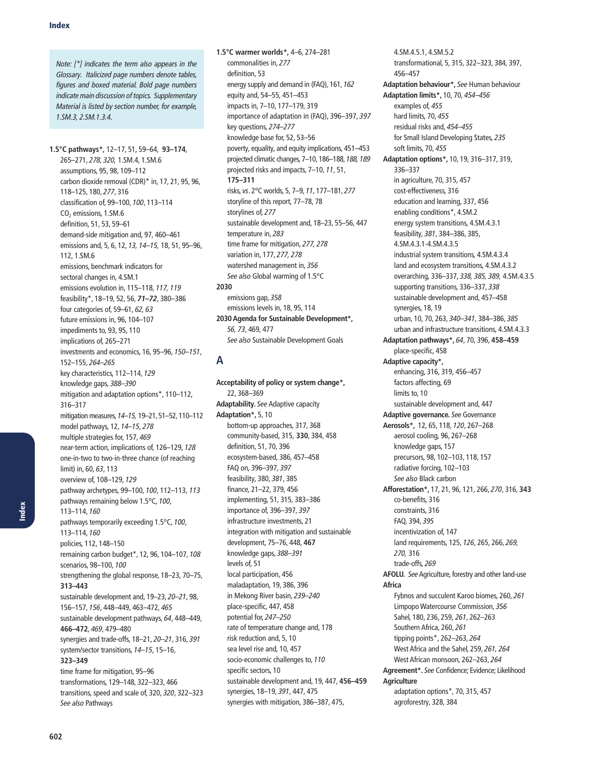## Index

*Note: [*] indicates the term also appears in the Glossary. Italicized page numbers denote tables, figures and boxed material. Bold page numbers indicate main discussion of topics. Supplementary Material is listed by section number, for example, 1.SM.3, 2.SM.1.3.4.*

**1.5°C pathways***, 12–17, 51, 59–64, **93–174**, 265–271, *278, 320,* 1.SM.4, 1.SM.6
- assumptions, 95, 98, 109–112
- carbon dioxide removal (CDR)* in, 17, 21, 95, 96, 118–125, 180, *277*, 316
- classification of, 99–100, *100*, 113–114
- $CO_2$ emissions, 1.SM.6
- definition, 51, 53, 59–61
- demand-side mitigation and, 97, 460–461
- emissions and, 5, 6, 12, *13, 14–15,* 18, 51, 95–96, 112, 1.SM.6
- emissions, benchmark indicators for sectoral changes in, 4.SM.1
- emissions evolution in, 115–118, *117, 119*
- feasibility*, 18–19, 52, 56, ***71–72***, 380–386
- four categories of, 59–61, *62, 63*
- future emissions in, 96, 104–107
- impediments to, 93, 95, 110
- implications of, 265–271
- investments and economics, 16, 95–96, *150–151*, 152–155, *264–265*
- key characteristics, 112–114, *129*
- knowledge gaps, *388–390*
- mitigation and adaptation options*, 110–112, 316–317
- mitigation measures, *14–15,* 19–21, 51–52, 110–112
- model pathways, 12, *14–15*, *278*
- multiple strategies for, 157, *469*
- near-term action, implications of, 126–129, *128*
- one-in-two to two-in-three chance (of reaching limit) in, 60, *63*, 113
- overview of, 108–129, *129*
- pathway archetypes, 99–100, *100*, 112–113, *113*
- pathways remaining below 1.5°C, *100*, 113–114, *160*
- pathways temporarily exceeding 1.5°C, *100*, 113–114, *160*
- policies, 112, 148–150
- remaining carbon budget*, 12, 96, 104–107, *108*
- scenarios, 98–100, *100*
- strengthening the global response, 18–23, 70–75, **313–443**
- sustainable development and, 19–23, *20–21*, 98, 156–157, *156*, 448–449, 463–472, *465*
- sustainable development pathways, *64*, 448–449, **466–472**, *469*, 479–480
- synergies and trade-offs, 18–21, *20–21*, 316, *391*
- system/sector transitions, *14–15*, 15–16, **323–349**
- time frame for mitigation, 95–96
- transformations, 129–148, 322–323, 466
- transitions, speed and scale of, 320, *320*, 322–323
- *See also* Pathways

**1.5°C warmer worlds***, 4–6, 274–281
- commonalities in, *277*
- definition, 53
- energy supply and demand in (FAQ), 161, *162*
- equity and, 54–55, 451–453
- impacts in, 7–10, 177–179, 319
- importance of adaptation in (FAQ), 396–397, *397*
- key questions, *274–277*
- knowledge base for, 52, 53–56
- poverty, equality, and equity implications, 451–453
- projected climatic changes, 7–10, 186–188, *188, 189*
- projected risks and impacts, 7–10, *11*, 51, **175–311**
- risks, *vs*. 2°C worlds, 5, 7–9, *11*, 177–181, *277*
- storyline of this report, 77–78, 78
- storylines of, *277*
- sustainable development and, 18–23, 55–56, 447
- temperature in, *283*
- time frame for mitigation, *277, 278*
- variation in, 177, *277, 278*
- watershed management in, *356*
- *See also* Global warming of 1.5°C

**2030**
- emissions gap, *358*
- emissions levels in, 18, 95, 114

**2030 Agenda for Sustainable Development***, *56, 73*, 469, 477
- *See also* Sustainable Development Goals

## A

**Acceptability of policy or system change***, 22, 368–369

**Adaptability.** *See* Adaptive capacity

**Adaptation***, 5, 10
- bottom-up approaches, 317, 368
- community-based, 315, **330**, 384, 458
- definition, 51, 70, 396
- ecosystem-based, 386, 457–458
- FAQ on, 396–397, *397*
- feasibility, 380, *381*, 385
- finance, 21–22, 379, 456
- implementing, 51, 315, 383–386
- importance of, 396–397, *397*
- infrastructure investments, 21
- integration with mitigation and sustainable development, 75–76, 448, **467**
- knowledge gaps, *388–391*
- levels of, 51
- local participation, 456
- maladaptation, 19, 386, 396
- in Mekong River basin, *239–240*
- place-specific, 447, 458
- potential for, *247–250*
- rate of temperature change and, 178
- risk reduction and, 5, 10
- sea level rise and, 10, 457
- socio-economic challenges to, *110*
- specific sectors, 10
- sustainable development and, 19, 447, **456–459**
- synergies, 18–19, *391*, 447, 475
- synergies with mitigation, 386–387, 475, 4.SM.4.5.1, 4.SM.5.2
- transformational, 5, 315, 322–323, 384, 397, 456–457

**Adaptation behaviour***, *See* Human behaviour

**Adaptation limits***, 10, 70, *454–456*
- examples of, *455*
- hard limits, 70, *455*
- residual risks and, *454–455*
- for Small Island Developing States, *235*
- soft limits, 70, *455*

**Adaptation options***, 10, 19, 316–317, 319, 336–337
- in agriculture, 70, 315, 457
- cost-effectiveness, 316
- education and learning, 337, 456
- enabling conditions*, 4.SM.2
- energy system transitions, 4.SM.4.3.1
- feasibility, *381*, 384–386, 385, 4.SM.4.3.1-4.SM.4.3.5
- industrial system transitions, 4.SM.4.3.4
- land and ecosystem transitions, 4.SM.4.3.2
- overarching, 336–337, *338, 385, 389,* 4.SM.4.3.5
- supporting transitions, 336–337, *338*
- sustainable development and, 457–458
- synergies, 18, 19
- urban, 10, 70, 263, *340–341*, 384–386, *385*
- urban and infrastructure transitions, 4.SM.4.3.3

**Adaptation pathways***, *64*, 70, 396, **458–459**
- place-specific, 458

**Adaptive capacity***,
- enhancing, 316, 319, 456–457
- factors affecting, 69
- limits to, 10
- sustainable development and, 447

**Adaptive governance.** *See* Governance

**Aerosols***, 12, 65, 118, *120*, 267–268
- aerosol cooling, 96, 267–268
- knowledge gaps, 157
- precursors, 98, 102–103, 118, 157
- radiative forcing, 102–103
- *See also* Black carbon

**Afforestation***, 17, 21, 96, 121, 266, *270*, 316, **343**
- co-benefits, 316
- constraints, 316
- FAQ, 394, *395*
- incentivization of, 147
- land requirements, 125, *126*, 265, 266, *269, 270,* 316
- trade-offs, *269*

**AFOLU.** *See* Agriculture, forestry and other land-use

**Africa**
- Fybnos and succulent Karoo biomes, 260, *261*
- Limpopo Watercourse Commission, *356*
- Sahel, 180, 236, 259, *261*, 262–263
- Southern Africa, 260, *261*
- tipping points*, 262–263, *264*
- West Africa and the Sahel, 259, *261, 264*
- West African monsoon, 262–263, *264*

**Agreement***. *See* Confidence; Evidence; Likelihood

**Agriculture**
- adaptation options*, 70, 315, 457
- agroforestry, 328, 384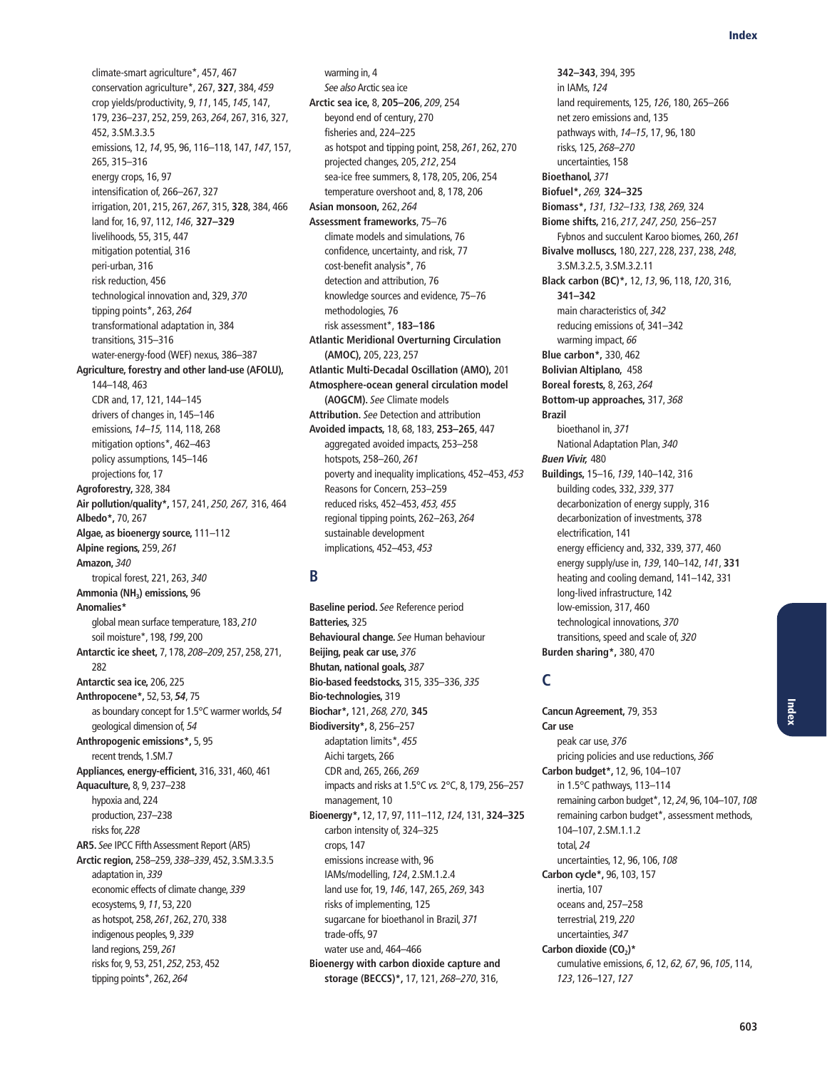climate-smart agriculture*, 457, 467
conservation agriculture*, 267, **327**, 384, *459*
crop yields/productivity, 9, *11*, 145, *145*, 147, 179, 236–237, 252, 259, 263, *264*, 267, 316, 327, 452, 3.SM.3.3.5
emissions, 12, *14*, 95, 96, 116–118, 147, *147*, 157, 265, 315–316
energy crops, 16, 97
intensification of, 266–267, 327
irrigation, 201, 215, 267, *267*, 315, **328**, 384, 466
land for, 16, 97, 112, *146*, **327–329**
livelihoods, 55, 315, 447
mitigation potential, 316
peri-urban, 316
risk reduction, 456
technological innovation and, 329, *370*
tipping points*, 263, *264*
transformational adaptation in, 384
transitions, 315–316
water-energy-food (WEF) nexus, 386–387

**Agriculture, forestry and other land-use (AFOLU),** 144–148, 463
CDR and, 17, 121, 144–145
drivers of changes in, 145–146
emissions, *14–15,* 114, 118, 268
mitigation options*, 462–463
policy assumptions, 145–146
projections for, 17

**Agroforestry,** 328, 384

**Air pollution/quality*,** 157, 241, *250, 267,* 316, 464

**Albedo*,** 70, 267

**Algae, as bioenergy source,** 111–112

**Alpine regions,** 259, *261*

**Amazon,** *340*
tropical forest, 221, 263, *340*

**Ammonia ($NH_3$) emissions,** 96

**Anomalies***
global mean surface temperature, 183, *210*
soil moisture*, 198, *199*, 200

**Antarctic ice sheet,** 7, 178, *208–209*, 257, 258, 271, 282

**Antarctic sea ice,** 206, 225

**Anthropocene*,** 52, 53, ***54***, 75
as boundary concept for 1.5°C warmer worlds, *54*
geological dimension of, *54*

**Anthropogenic emissions*,** 5, 95
recent trends, 1.SM.7

**Appliances, energy-efficient,** 316, 331, 460, 461

**Aquaculture,** 8, 9, 237–238
hypoxia and, 224
production, 237–238
risks for, *228*

**AR5.** *See* IPCC Fifth Assessment Report (AR5)

**Arctic region,** 258–259, *338–339*, 452, 3.SM.3.3.5
adaptation in, *339*
economic effects of climate change, *339*
ecosystems, 9, *11*, 53, 220
as hotspot, 258, *261*, 262, 270, 338
indigenous peoples, 9, *339*
land regions, 259, *261*
risks for, 9, 53, 251, *252*, 253, 452
tipping points*, 262, *264*
warming in, 4
*See also* Arctic sea ice

**Arctic sea ice,** 8, **205–206**, *209*, 254
beyond end of century, 270
fisheries and, 224–225
as hotspot and tipping point, 258, *261*, 262, 270
projected changes, 205, *212*, 254
sea-ice free summers, 8, 178, 205, 206, 254
temperature overshoot and, 8, 178, 206

**Asian monsoon,** 262, *264*

**Assessment frameworks,** 75–76
climate models and simulations, 76
confidence, uncertainty, and risk, 77
cost-benefit analysis*, 76
detection and attribution, 76
knowledge sources and evidence, 75–76
methodologies, 76
risk assessment*, **183–186**

**Atlantic Meridional Overturning Circulation (AMOC),** 205, 223, 257

**Atlantic Multi-Decadal Oscillation (AMO),** 201

**Atmosphere-ocean general circulation model (AOGCM).** *See* Climate models

**Attribution.** *See* Detection and attribution

**Avoided impacts,** 18, 68, 183, **253–265**, 447
aggregated avoided impacts, 253–258
hotspots, 258–260, *261*
poverty and inequality implications, 452–453, *453*
Reasons for Concern, 253–259
reduced risks, 452–453, *453, 455*
regional tipping points, 262–263, *264*
sustainable development implications, 452–453, *453*

## B

**Baseline period.** *See* Reference period

**Batteries,** 325

**Behavioural change.** *See* Human behaviour

**Beijing, peak car use,** *376*

**Bhutan, national goals,** *387*

**Bio-based feedstocks,** 315, 335–336, *335*

**Bio-technologies,** 319

**Biochar*,** 121, *268, 270*, **345**

**Biodiversity*,** 8, 256–257
adaptation limits*, *455*
Aichi targets, 266
CDR and, 265, 266, *269*
impacts and risks at 1.5°C *vs.* 2°C, 8, 179, 256–257
management, 10

**Bioenergy*,** 12, 17, 97, 111–112, *124*, 131, **324–325**
carbon intensity of, 324–325
crops, 147
emissions increase with, 96
IAMs/modelling, *124*, 2.SM.1.2.4
land use for, 19, *146*, 147, 265, *269*, 343
risks of implementing, 125
sugarcane for bioethanol in Brazil, *371*
trade-offs, 97
water use and, 464–466

**Bioenergy with carbon dioxide capture and storage (BECCS)*,** 17, 121, *268–270*, 316, **342–343**, 394, 395
in IAMs, *124*
land requirements, 125, *126*, 180, 265–266
net zero emissions and, 135
pathways with, *14–15*, 17, 96, 180
risks, 125, *268–270*
uncertainties, 158

**Bioethanol,** *371*

**Biofuel*,** *269,* **324–325**

**Biomass*,** *131, 132–133, 138, 269,* 324

**Biome shifts,** 216, *217*, *247*, *250,* 256–257
Fybnos and succulent Karoo biomes, 260, *261*

**Bivalve molluscs,** 180, 227, 228, 237, 238, *248*, 3.SM.3.2.5, 3.SM.3.2.11

**Black carbon (BC)*,** 12, *13*, 96, 118, *120*, 316, **341–342**
main characteristics of, *342*
reducing emissions of, 341–342
warming impact, *66*

**Blue carbon*,** 330, 462

**Bolivian Altiplano,** 458

**Boreal forests,** 8, 263, *264*

**Bottom-up approaches,** 317, *368*

**Brazil**
bioethanol in, *371*
National Adaptation Plan, *340*

***Buen Vivir,*** 480

**Buildings,** 15–16, *139*, 140–142, 316
building codes, 332, *339*, 377
decarbonization of energy supply, 316
decarbonization of investments, 378
electrification, 141
energy efficiency and, 332, 339, 377, 460
energy supply/use in, *139*, 140–142, *141*, **331**
heating and cooling demand, 141–142, 331
long-lived infrastructure, 142
low-emission, 317, 460
technological innovations, *370*
transitions, speed and scale of, *320*

**Burden sharing*,** 380, 470

## C

**Cancun Agreement,** 79, 353

**Car use**
peak car use, *376*
pricing policies and use reductions, *366*

**Carbon budget*,** 12, 96, 104–107
in 1.5°C pathways, 113–114
remaining carbon budget*, 12, *24*, 96, 104–107, *108*
remaining carbon budget*, assessment methods, 104–107, 2.SM.1.1.2
total, *24*
uncertainties, 12, 96, 106, *108*

**Carbon cycle*,** 96, 103, 157
inertia, 107
oceans and, 257–258
terrestrial, 219, *220*
uncertainties, *347*

**Carbon dioxide ($CO_2$)***
cumulative emissions, *6*, 12, *62, 67*, 96, *105*, 114, *123*, 126–127, *127*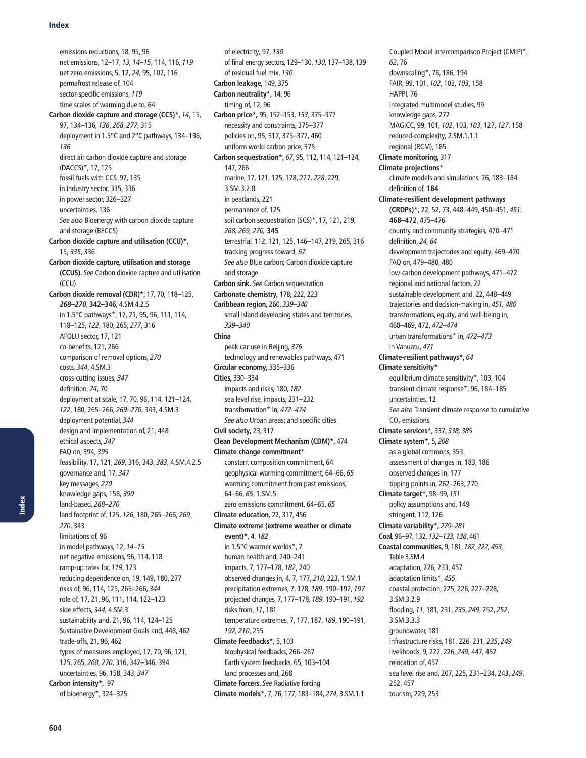emissions reductions, 18, 95, 96
net emissions, 12–17, *13*, *14–15*, 114, 116, *119*
net zero emissions, 5, 12, *24*, 95, 107, 116
permafrost release of, 104
sector-specific emissions, *119*
time scales of warming due to, 64

**Carbon dioxide capture and storage (CCS)***, *14*, 15, 97, 134–136, *136*, *268*, *277*, 315
deployment in 1.5°C and 2°C pathways, 134–136, *136*
direct air carbon dioxide capture and storage (DACCS)*, 17, 125
fossil fuels with CCS, 97, 135
in industry sector, 335, 336
in power sector, 326–327
uncertainties, 136
*See also* Bioenergy with carbon dioxide capture and storage (BECCS)

**Carbon dioxide capture and utilisation (CCU)***, 15, *335*, 336

**Carbon dioxide capture, utilisation and storage (CCUS).** *See* Carbon dioxide capture and utilisation (CCU)

**Carbon dioxide removal (CDR)***, 17, 70, 118–125, ***268–270***, **342–346**, 4.SM.4.2.5
in 1.5°C pathways*, 17, 21, 95, 96, 111, 114, 118–125, *122*, 180, 265, *277*, 316
AFOLU sector, 17, 121
co-benefits, 121, 266
comparison of removal options, *270*
costs, *344*, 4.SM.3
cross-cutting issues, *347*
definition, *24*, 70
deployment at scale, 17, 70, 96, 114, 121–124, *122*, 180, 265–266, *269–270*, 343, 4.SM.3
deployment potential, *344*
design and implementation of, 21, 448
ethical aspects, *347*
FAQ on, 394, *395*
feasibility, 17, 121, *269*, 316, 343, *383*, 4.SM.4.2.5
governance and, 17, *347*
key messages, *270*
knowledge gaps, 158, *390*
land-based, *268–270*
land footprint of, 125, *126*, 180, 265–266, *269, 270*, 343
limitations of, 96
in model pathways, 12, *14–15*
net negative emissions, 96, 114, 118
ramp-up rates for, *119*, 123
reducing dependence on, 19, 149, 180, 277
risks of, 96, 114, 125, 265–266, *344*
role of, 17, 21, 96, 111, 114, 122–123
side effects, *344*, 4.SM.3
sustainability and, 21, 96, 114, 124–125
Sustainable Development Goals and, 448, 462
trade-offs, 21, 96, 462
types of measures employed, 17, 70, 96, 121, 125, 265, *268, 270*, 316, 342–346, 394
uncertainties, 96, 158, 343, *347*

**Carbon intensity***, 97
of bioenergy*, 324–325
of electricity, 97, *130*
of final energy sectors, 129–130, *130*, 137–138, 139
of residual fuel mix, *130*

**Carbon leakage,** 149, 375

**Carbon neutrality***, 14, 96
timing of, 12, 96

**Carbon price***, 95, 152–153, *153*, 375–377
necessity and constraints, 375–377
policies on, 95, 317, 375–377, 460
uniform world carbon price, 375

**Carbon sequestration***, *67*, 95, 112, 114, 121–124, 147, 266
marine, 17, 121, 125, 178, 227, *228*, 229, 3.SM.3.2.8
in peatlands, 221
permanence of, 125
soil carbon sequestration (SCS)*, 17, 121, 219, *268, 269, 270,* **345**
terrestrial, 112, 121, 125, 146–147, 219, 265, 316
tracking progress toward, *67*
*See also* Blue carbon; Carbon dioxide capture and storage

**Carbon sink.** *See* Carbon sequestration

**Carbonate chemistry,** 178, 222, 223

**Caribbean region,** 260, *339–340*
small island developing states and territories, *339–340*

**China**
peak car use in Beijing, *376*
technology and renewables pathways, 471

**Circular economy,** 335–336

**Cities,** 330–334
impacts and risks, 180, *182*
sea level rise, impacts, 231–232
transformation* in, *472–474*
*See also* Urban areas; and specific cities

**Civil society,** 23, 317

**Clean Development Mechanism (CDM)***, 474

**Climate change commitment***
constant composition commitment, 64
geophysical warming commitment, 64–66, *65*
warming commitment from past emissions, 64–66, *65*, 1.SM.5
zero emissions commitment, 64–65, *65*

**Climate education,** 22, 317, 456

**Climate extreme (extreme weather or climate event)***, 4, *182*
in 1.5°C warmer worlds*, 7
human health and, 240–241
impacts, 7, 177–178, *182*, 240
observed changes in, 4, 7, 177, *210*, 223, 1.SM.1
precipitation extremes, 7, 178, *189*, 190–192, *197*
projected changes, 7, 177–178, *189*, 190–191, *192*
risks from, *11*, 181
temperature extremes, 7, 177, 187, *189*, 190–191, *192, 210*, 255

**Climate feedbacks***, 5, 103
biophysical feedbacks, 266–267
Earth system feedbacks, 65, 103–104
land processes and, 268

**Climate forcers.** *See* Radiative forcing

**Climate models***, 7, 76, 177, 183–184, *274*, 3.SM.1.1
Coupled Model Intercomparison Project (CMIP)*, *62*, 76
downscaling*, 76, 186, 194
FAIR, 99, 101, *102*, 103, *103*, 158
HAPPI, 76
integrated multimodel studies, 99
knowledge gaps, 272
MAGICC, 99, 101, *102*, 103, *103*, 127, *127*, 158
reduced-complexity, 2.SM.1.1.1
regional (RCM), 185

**Climate monitoring,** 317

**Climate projections***
climate models and simulations, 76, 183–184
definition of, **184**

**Climate-resilient development pathways (CRDPs)***, 22, 52, 73, 448–449, 450–451, *451*, **468–472**, 475–476
country and community strategies, 470–471
definition, *24, 64*
development trajectories and equity, 469–470
FAQ on, 479–480, *480*
low-carbon development pathways, 471–472
regional and national factors, 22
sustainable development and, 22, 448–449
trajectories and decision-making in, *451, 480*
transformations, equity, and well-being in, 468–469, 472, *472–474*
urban transformations* in, *472–473*
in Vanuatu, *471*

**Climate-resilient pathways***, *64*

**Climate sensitivity***
equilibrium climate sensitivity*, 103, 104
transient climate response*, 96, 184–185
uncertainties, 12
*See also* Transient climate response to cumulative $CO_2$ emissions

**Climate services***, 337, *338, 385*

**Climate system***, 5, *208*
as a global commons, 353
assessment of changes in, 183, 186
observed changes in, 177
tipping points in, 262–263, 270

**Climate target***, 98–99, *151*
policy assumptions and, 149
stringent, 112, 126

**Climate variability***, *279–281*

**Coal,** 96–97, 132, *132–133, 138*, 461

**Coastal communities,** 9, 181, *182, 222, 453,* Table 3.SM.4
adaptation, 226, 233, 457
adaptation limits*, *455*
coastal protection, 225, 226, 227–228, 3.SM.3.2.9
flooding, *11*, 181, 231, *235*, *249*, 252, *252*, 3.SM.3.3.3
groundwater, 181
infrastructure risks, 181, 226, 231, *235*, *249*
livelihoods, 9, 222, 226, *249*, 447, 452
relocation of, 457
sea level rise and, 207, 225, 231–234, 243, *249*, 252, 457
tourism, 229, 253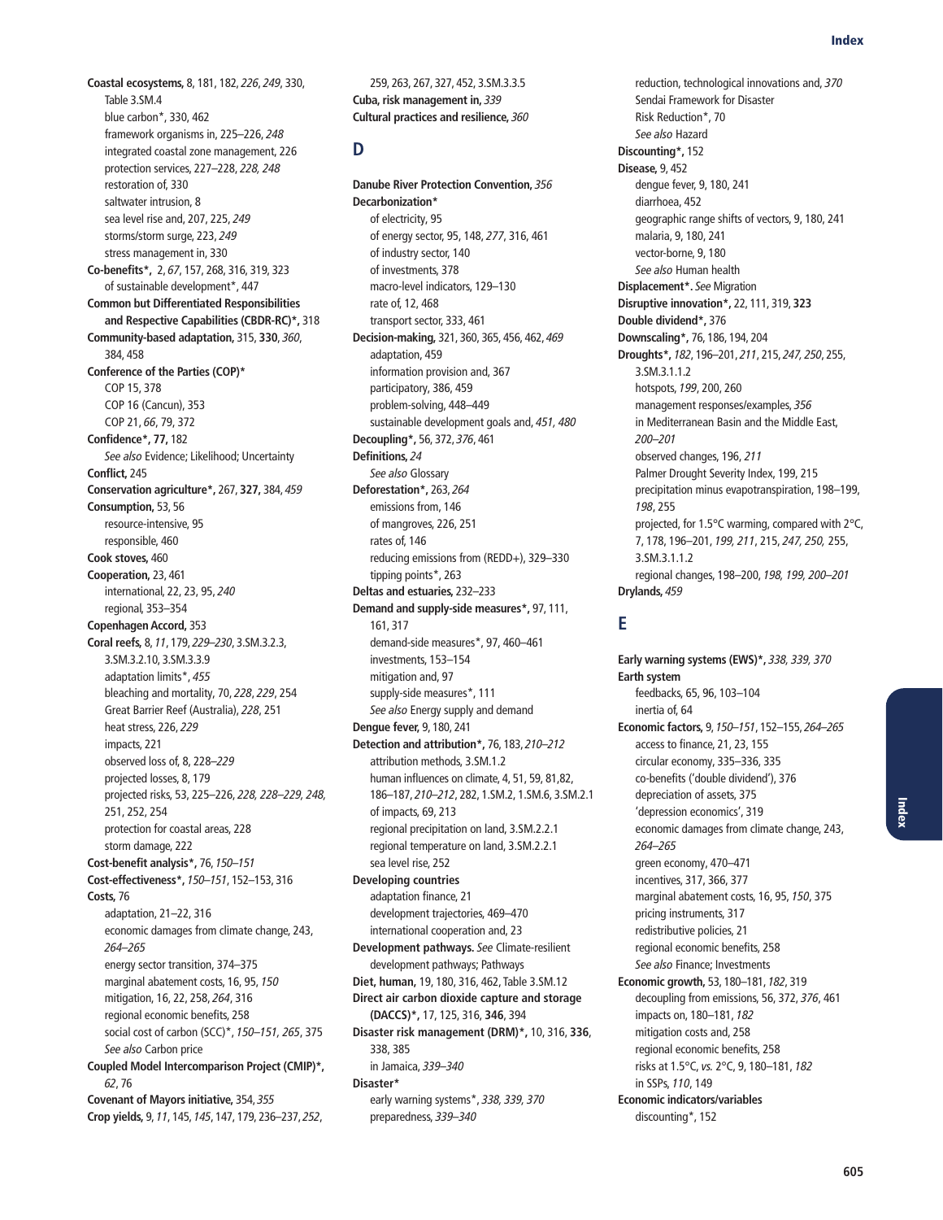**Coastal ecosystems,** 8, 181, 182, *226*, *249*, 330, Table 3.SM.4
- blue carbon*, 330, 462
- framework organisms in, 225–226, *248*
- integrated coastal zone management, 226
- protection services, 227–228, *228, 248*
- restoration of, 330
- saltwater intrusion, 8
- sea level rise and, 207, 225, *249*
- storms/storm surge, 223, *249*
- stress management in, 330

**Co-benefits*,** 2, *67*, 157, 268, 316, 319, 323
- of sustainable development*, 447

**Common but Differentiated Responsibilities and Respective Capabilities (CBDR-RC)*,** 318

**Community-based adaptation,** 315, **330**, *360*, 384, 458

**Conference of the Parties (COP)***
- COP 15, 378
- COP 16 (Cancun), 353
- COP 21, *66*, 79, 372

**Confidence*, 77,** 182
- *See also* Evidence; Likelihood; Uncertainty

**Conflict,** 245

**Conservation agriculture*,** 267, **327,** 384, *459*

**Consumption,** 53, 56
- resource-intensive, 95
- responsible, 460

**Cook stoves,** 460

**Cooperation,** 23, 461
- international, 22, 23, 95, *240*
- regional, 353–354

**Copenhagen Accord,** 353

**Coral reefs,** 8, *11*, 179, *229–230*, 3.SM.3.2.3, 3.SM.3.2.10, 3.SM.3.3.9
- adaptation limits*, *455*
- bleaching and mortality, 70, *228*, *229*, 254
- Great Barrier Reef (Australia), *228*, 251
- heat stress, 226, *229*
- impacts, 221
- observed loss of, 8, 228–*229*
- projected losses, 8, 179
- projected risks, 53, 225–226, *228, 228–229, 248*, 251, 252, 254
- protection for coastal areas, 228
- storm damage, 222

**Cost-benefit analysis*,** 76, *150–151*

**Cost-effectiveness*,** *150–151*, 152–153, 316

**Costs,** 76
- adaptation, 21–22, 316
- economic damages from climate change, 243, *264–265*
- energy sector transition, 374–375
- marginal abatement costs, 16, 95, *150*
- mitigation, 16, 22, 258, *264*, 316
- regional economic benefits, 258
- social cost of carbon (SCC)*, *150–151, 265*, 375
- *See also* Carbon price

**Coupled Model Intercomparison Project (CMIP)*,** *62*, 76

**Covenant of Mayors initiative,** 354, *355*

**Crop yields,** 9, *11*, 145, *145*, 147, 179, 236–237, *252*, 259, 263, 267, 327, 452, 3.SM.3.3.5

**Cuba, risk management in,** *339*

**Cultural practices and resilience,** *360*

## D

**Danube River Protection Convention,** *356*

**Decarbonization***
- of electricity, 95
- of energy sector, 95, 148, *277*, 316, 461
- of industry sector, 140
- of investments, 378
- macro-level indicators, 129–130
- rate of, 12, 468
- transport sector, 333, 461

**Decision-making,** 321, 360, 365, 456, 462, *469*
- adaptation, 459
- information provision and, 367
- participatory, 386, 459
- problem-solving, 448–449
- sustainable development goals and, *451, 480*

**Decoupling*,** 56, 372, *376*, 461

**Definitions,** *24*
- *See also* Glossary

**Deforestation*,** 263, *264*
- emissions from, 146
- of mangroves, 226, 251
- rates of, 146
- reducing emissions from (REDD+), 329–330
- tipping points*, 263

**Deltas and estuaries,** 232–233

**Demand and supply-side measures*,** 97, 111, 161, 317
- demand-side measures*, 97, 460–461
- investments, 153–154
- mitigation and, 97
- supply-side measures*, 111
- *See also* Energy supply and demand

**Dengue fever,** 9, 180, 241

**Detection and attribution*,** 76, 183, *210–212*
- attribution methods, 3.SM.1.2
- human influences on climate, 4, 51, 59, 81,82, 186–187, *210–212*, 282, 1.SM.2, 1.SM.6, 3.SM.2.1
- of impacts, 69, 213
- regional precipitation on land, 3.SM.2.2.1
- regional temperature on land, 3.SM.2.2.1
- sea level rise, 252

**Developing countries**
- adaptation finance, 21
- development trajectories, 469–470
- international cooperation and, 23

**Development pathways.** *See* Climate-resilient development pathways; Pathways

**Diet, human,** 19, 180, 316, 462, Table 3.SM.12

**Direct air carbon dioxide capture and storage (DACCS)*,** 17, 125, 316, **346**, 394

**Disaster risk management (DRM)*,** 10, 316, **336**, 338, 385
- in Jamaica, *339–340*

**Disaster***
- early warning systems*, *338, 339, 370*
- preparedness, *339–340*
- reduction, technological innovations and, *370*
- Sendai Framework for Disaster Risk Reduction*, 70
- *See also* Hazard

**Discounting*,** 152

**Disease,** 9, 452
- dengue fever, 9, 180, 241
- diarrhoea, 452
- geographic range shifts of vectors, 9, 180, 241
- malaria, 9, 180, 241
- vector-borne, 9, 180
- *See also* Human health

**Displacement*.** *See* Migration

**Disruptive innovation*,** 22, 111, 319, **323**

**Double dividend*,** 376

**Downscaling*,** 76, 186, 194, 204

**Droughts*,** *182*, 196–201, *211*, 215, *247, 250*, 255, 3.SM.3.1.1.2
- hotspots, *199*, 200, 260
- management responses/examples, *356*
- in Mediterranean Basin and the Middle East, *200–201*
- observed changes, 196, *211*
- Palmer Drought Severity Index, 199, 215
- precipitation minus evapotranspiration, 198–199, *198*, 255
- projected, for 1.5°C warming, compared with 2°C, 7, 178, 196–201, *199, 211*, 215, *247, 250,* 255, 3.SM.3.1.1.2
- regional changes, 198–200, *198, 199, 200–201*

**Drylands,** *459*

## E

**Early warning systems (EWS)*,** *338, 339, 370*

**Earth system**
- feedbacks, 65, 96, 103–104
- inertia of, 64

**Economic factors,** 9, *150–151*, 152–155, *264–265*
- access to finance, 21, 23, 155
- circular economy, 335–336, 335
- co-benefits ('double dividend'), 376
- depreciation of assets, 375
- 'depression economics', 319
- economic damages from climate change, 243, *264–265*
- green economy, 470–471
- incentives, 317, 366, 377
- marginal abatement costs, 16, 95, *150*, 375
- pricing instruments, 317
- redistributive policies, 21
- regional economic benefits, 258
- *See also* Finance; Investments

**Economic growth,** 53, 180–181, *182*, 319
- decoupling from emissions, 56, 372, *376*, 461
- impacts on, 180–181, *182*
- mitigation costs and, 258
- regional economic benefits, 258
- risks at 1.5°C, *vs.* 2°C, 9, 180–181, *182*
- in SSPs, *110*, 149

**Economic indicators/variables**
- discounting*, 152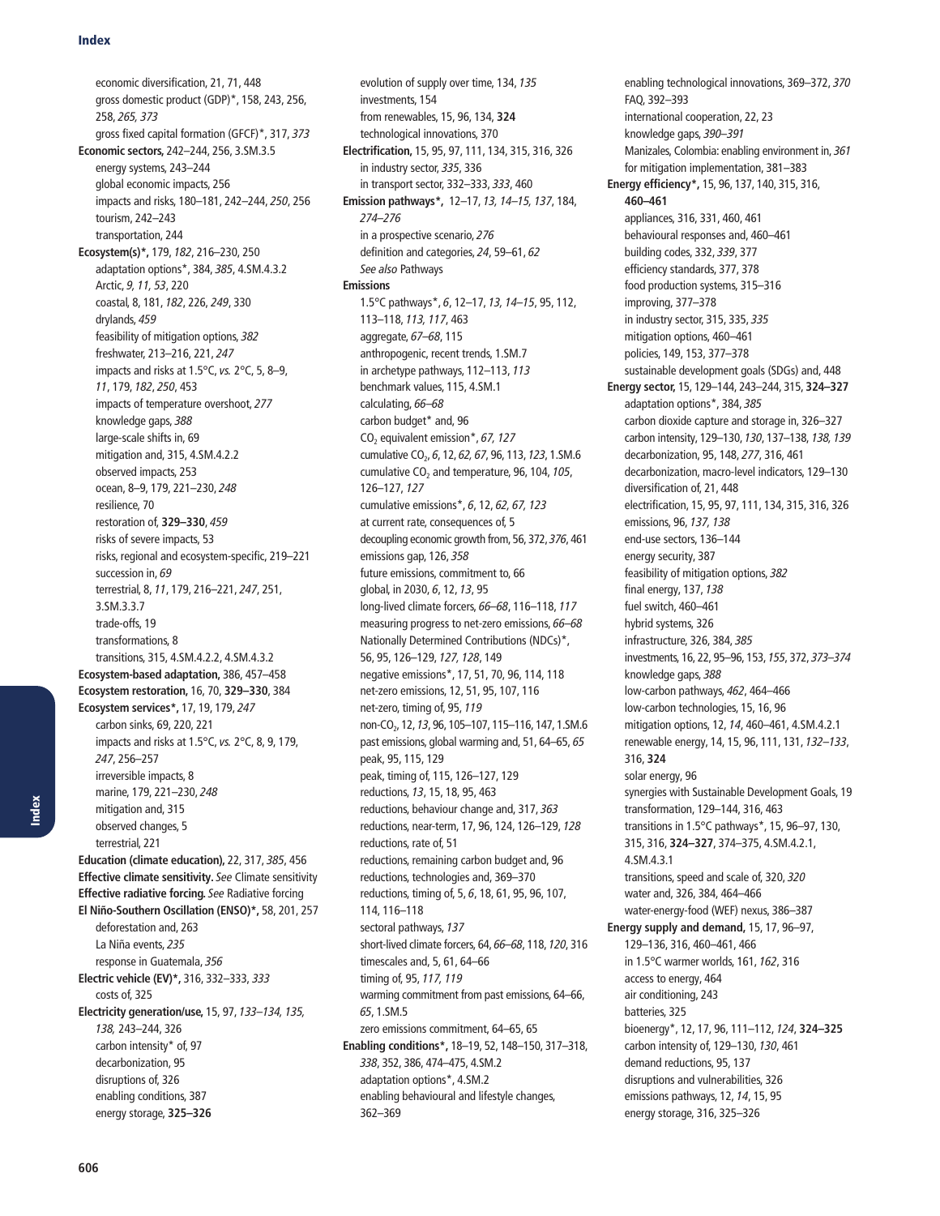economic diversification, 21, 71, 448
gross domestic product (GDP)*, 158, 243, 256, 258, *265*, *373*
gross fixed capital formation (GFCF)*, 317, *373*

**Economic sectors,** 242–244, 256, 3.SM.3.5
energy systems, 243–244
global economic impacts, 256
impacts and risks, 180–181, 242–244, *250*, 256
tourism, 242–243
transportation, 244

**Ecosystem(s)*,** 179, *182*, 216–230, 250
adaptation options*, 384, *385*, 4.SM.4.3.2
Arctic, *9*, *11*, *53*, 220
coastal, 8, 181, *182*, 226, *249*, 330
drylands, *459*
feasibility of mitigation options, *382*
freshwater, 213–216, 221, *247*
impacts and risks at 1.5°C, *vs.* 2°C, 5, 8–9, *11*, 179, *182*, *250*, 453
impacts of temperature overshoot, *277*
knowledge gaps, *388*
large-scale shifts in, 69
mitigation and, 315, 4.SM.4.2.2
observed impacts, 253
ocean, 8–9, 179, 221–230, *248*
resilience, 70
restoration of, **329–330**, *459*
risks of severe impacts, 53
risks, regional and ecosystem-specific, 219–221
succession in, *69*
terrestrial, 8, *11*, 179, 216–221, *247*, 251, 3.SM.3.3.7
trade-offs, 19
transformations, 8
transitions, 315, 4.SM.4.2.2, 4.SM.4.3.2

**Ecosystem-based adaptation,** 386, 457–458

**Ecosystem restoration,** 16, 70, **329–330**, 384

**Ecosystem services*,** 17, 19, 179, *247*
carbon sinks, 69, 220, 221
impacts and risks at 1.5°C, *vs.* 2°C, 8, 9, 179, *247*, 256–257
irreversible impacts, 8
marine, 179, 221–230, *248*
mitigation and, 315
observed changes, 5
terrestrial, 221

**Education (climate education),** 22, 317, *385*, 456

**Effective climate sensitivity.** *See* Climate sensitivity

**Effective radiative forcing.** *See* Radiative forcing

**El Niño-Southern Oscillation (ENSO)*,** 58, 201, 257
deforestation and, 263
La Niña events, *235*
response in Guatemala, *356*

**Electric vehicle (EV)*,** 316, 332–333, *333*
costs of, 325

**Electricity generation/use,** 15, 97, *133–134*, *135*, *138*, 243–244, 326
carbon intensity* of, 97
decarbonization, 95
disruptions of, 326
enabling conditions, 387
energy storage, **325–326**
evolution of supply over time, 134, *135*
investments, 154
from renewables, 15, 96, 134, **324**
technological innovations, 370

**Electrification,** 15, 95, 97, 111, 134, 315, 316, 326
in industry sector, *335*, 336
in transport sector, 332–333, *333*, 460

**Emission pathways*,** 12–17, *13*, *14–15*, *137*, 184, *274–276*
in a prospective scenario, *276*
definition and categories, *24*, 59–61, *62*
*See also* Pathways

**Emissions**
1.5°C pathways*, *6*, 12–17, *13*, *14–15*, 95, 112, 113–118, *113*, *117*, 463
aggregate, *67–68*, 115
anthropogenic, recent trends, 1.SM.7
in archetype pathways, 112–113, *113*
benchmark values, 115, 4.SM.1
calculating, *66–68*
carbon budget* and, 96
$CO_2$ equivalent emission*, *67*, *127*
cumulative $CO_2$, *6*, 12, *62*, *67*, 96, 113, *123*, 1.SM.6
cumulative $CO_2$ and temperature, 96, 104, *105*, 126–127, *127*
cumulative emissions*, *6*, 12, *62*, *67*, *123*
at current rate, consequences of, 5
decoupling economic growth from, 56, 372, *376*, 461
emissions gap, 126, *358*
future emissions, commitment to, 66
global, in 2030, *6*, 12, *13*, 95
long-lived climate forcers, *66–68*, 116–118, *117*
measuring progress to net-zero emissions, *66–68*
Nationally Determined Contributions (NDCs)*, 56, 95, 126–129, *127*, *128*, 149
negative emissions*, 17, 51, 70, 96, 114, 118
net-zero emissions, 12, 51, 95, 107, 116
net-zero, timing of, 95, *119*
non-$CO_2$, 12, *13*, 96, 105–107, 115–116, 147, 1.SM.6
past emissions, global warming and, 51, 64–65, *65*
peak, 95, 115, 129
peak, timing of, 115, 126–127, 129
reductions, *13*, 15, 18, 95, 463
reductions, behaviour change and, 317, *363*
reductions, near-term, 17, 96, 124, 126–129, *128*
reductions, rate of, 51
reductions, remaining carbon budget and, 96
reductions, technologies and, 369–370
reductions, timing of, 5, *6*, 18, 61, 95, 96, 107, 114, 116–118
sectoral pathways, *137*
short-lived climate forcers, 64, *66–68*, 118, *120*, 316
timescales and, 5, 61, 64–66
timing of, 95, *117*, *119*
warming commitment from past emissions, 64–66, *65*, 1.SM.5
zero emissions commitment, 64–65, 65

**Enabling conditions*,** 18–19, 52, 148–150, 317–318, *338*, 352, 386, 474–475, 4.SM.2
adaptation options*, 4.SM.2
enabling behavioural and lifestyle changes, 362–369
enabling technological innovations, 369–372, *370*
FAQ, 392–393
international cooperation, 22, 23
knowledge gaps, *390–391*
Manizales, Colombia: enabling environment in, *361*
for mitigation implementation, 381–383

**Energy efficiency*,** 15, 96, 137, 140, 315, 316, **460–461**
appliances, 316, 331, 460, 461
behavioural responses and, 460–461
building codes, 332, *339*, 377
efficiency standards, 377, 378
food production systems, 315–316
improving, 377–378
in industry sector, 315, 335, *335*
mitigation options, 460–461
policies, 149, 153, 377–378
sustainable development goals (SDGs) and, 448

**Energy sector,** 15, 129–144, 243–244, 315, **324–327**
adaptation options*, 384, *385*
carbon dioxide capture and storage in, 326–327
carbon intensity, 129–130, *130*, 137–138, *138*, *139*
decarbonization, 95, 148, *277*, 316, 461
decarbonization, macro-level indicators, 129–130
diversification of, 21, 448
electrification, 15, 95, 97, 111, 134, 315, 316, 326
emissions, 96, *137*, *138*
end-use sectors, 136–144
energy security, 387
feasibility of mitigation options, *382*
final energy, 137, *138*
fuel switch, 460–461
hybrid systems, 326
infrastructure, 326, 384, *385*
investments, 16, 22, 95–96, 153, *155*, 372, *373–374*
knowledge gaps, *388*
low-carbon pathways, *462*, 464–466
low-carbon technologies, 15, 16, 96
mitigation options, 12, *14*, 460–461, 4.SM.4.2.1
renewable energy, 14, 15, 96, 111, 131, *132–133*, 316, **324**
solar energy, 96
synergies with Sustainable Development Goals, 19
transformation, 129–144, 316, 463
transitions in 1.5°C pathways*, 15, 96–97, 130, 315, 316, **324–327**, 374–375, 4.SM.4.2.1, 4.SM.4.3.1
transitions, speed and scale of, 320, *320*
water and, 326, 384, 464–466
water-energy-food (WEF) nexus, 386–387

**Energy supply and demand,** 15, 17, 96–97, 129–136, 316, 460–461, 466
in 1.5°C warmer worlds, 161, *162*, 316
access to energy, 464
air conditioning, 243
batteries, 325
bioenergy*, 12, 17, 96, 111–112, *124*, **324–325**
carbon intensity of, 129–130, *130*, 461
demand reductions, 95, 137
disruptions and vulnerabilities, 326
emissions pathways, 12, *14*, 15, 95
energy storage, 316, 325–326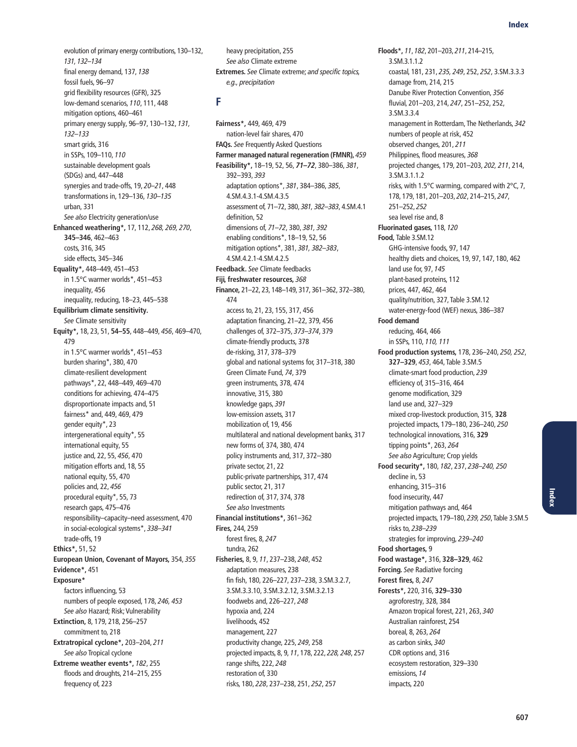evolution of primary energy contributions, 130–132, *131, 132–134*
final energy demand, 137, *138*
fossil fuels, 96–97
grid flexibility resources (GFR), 325
low-demand scenarios, *110*, 111, 448
mitigation options, 460–461
primary energy supply, 96–97, 130–132, *131, 132–133*
smart grids, 316
in SSPs, 109–110, *110*
sustainable development goals (SDGs) and, 447–448
synergies and trade-offs, 19, *20–21*, 448
transformations in, 129–136, *130–135*
urban, 331
*See also* Electricity generation/use

**Enhanced weathering\*,** 17, 112, *268, 269, 270*, **345–346**, 462–463
costs, 316, 345
side effects, 345–346

**Equality\*,** 448–449, 451–453
in 1.5°C warmer worlds\*, 451–453
inequality, 456
inequality, reducing, 18–23, 445–538

**Equilibrium climate sensitivity.** *See* Climate sensitivity

**Equity\*,** 18, 23, 51, **54–55**, 448–449, *456*, 469–470, 479
in 1.5°C warmer worlds\*, 451–453
burden sharing\*, 380, 470
climate-resilient development pathways\*, 22, 448–449, 469–470
conditions for achieving, 474–475
disproportionate impacts and, 51
fairness\* and, 449, 469, 479
gender equity\*, 23
intergenerational equity\*, 55
international equity, 55
justice and, 22, 55, *456*, 470
mitigation efforts and, 18, 55
national equity, 55, 470
policies and, 22, *456*
procedural equity\*, 55, 73
research gaps, 475–476
responsibility–capacity–need assessment, 470
in social-ecological systems\*, *338–341*
trade-offs, 19

**Ethics\*,** 51, 52

**European Union, Covenant of Mayors,** 354, *355*

**Evidence\*,** 451

**Exposure\***
factors influencing, 53
numbers of people exposed, 178, *246, 453*
*See also* Hazard; Risk; Vulnerability

**Extinction,** 8, 179, 218, 256–257
commitment to, 218

**Extratropical cyclone\*,** 203–204, *211*
*See also* Tropical cyclone

**Extreme weather events\*,** *182*, 255
floods and droughts, 214–215, 255
frequency of, 223
heavy precipitation, 255
*See also* Climate extreme

**Extremes.** *See* Climate extreme; *and specific topics, e.g., precipitation*

## F

**Fairness\*,** 449, 469, 479
nation-level fair shares, 470

**FAQs.** *See* Frequently Asked Questions

**Farmer managed natural regeneration (FMNR),** *459*

**Feasibility\*,** 18–19, 52, 56, ***71–72***, 380–386, *381*, 392–393, *393*
adaptation options\*, *381*, 384–386, *385*, 4.SM.4.3.1-4.SM.4.3.5
assessment of, 71–72, 380, *381, 382–383*, 4.SM.4.1
definition, 52
dimensions of, *71–72*, 380, *381, 392*
enabling conditions\*, 18–19, 52, 56
mitigation options\*, 381, *381, 382–383*, 4.SM.4.2.1-4.SM.4.2.5

**Feedback.** *See* Climate feedbacks

**Fiji, freshwater resources,** *368*

**Finance,** 21–22, 23, 148–149, 317, 361–362, 372–380, 474
access to, 21, 23, 155, 317, 456
adaptation financing, 21–22, 379, 456
challenges of, 372–375, *373–374*, 379
climate-friendly products, 378
de-risking, 317, 378–379
global and national systems for, 317–318, 380
Green Climate Fund, *74*, 379
green instruments, 378, 474
innovative, 315, 380
knowledge gaps, *391*
low-emission assets, 317
mobilization of, 19, 456
multilateral and national development banks, 317
new forms of, 374, 380, 474
policy instruments and, 317, 372–380
private sector, 21, 22
public-private partnerships, 317, 474
public sector, 21, 317
redirection of, 317, 374, 378
*See also* Investments

**Financial institutions\*,** 361–362

**Fires,** 244, 259
forest fires, 8, *247*
tundra, 262

**Fisheries,** 8, 9, *11*, 237–238, *248*, 452
adaptation measures, 238
fin fish, 180, 226–227, 237–238, 3.SM.3.2.7, 3.SM.3.3.10, 3.SM.3.2.12, 3.SM.3.2.13
foodwebs and, 226–227, *248*
hypoxia and, 224
livelihoods, 452
management, 227
productivity change, 225, *249*, 258
projected impacts, 8, 9, *11*, 178, 222, *228, 248*, 257
range shifts, 222, *248*
restoration of, 330
risks, 180, *228*, 237–238, 251, *252*, 257

**Floods\*,** *11*, *182*, 201–203, *211*, 214–215, 3.SM.3.1.1.2
coastal, 181, 231, *235, 249*, 252, *252*, 3.SM.3.3.3
damage from, 214, 215
Danube River Protection Convention, *356*
fluvial, 201–203, 214, *247*, 251–252, 252, 3.SM.3.3.4
management in Rotterdam, The Netherlands, *342*
numbers of people at risk, 452
observed changes, 201, *211*
Philippines, flood measures, *368*
projected changes, 179, 201–203, *202, 211*, 214, 3.SM.3.1.1.2
risks, with 1.5°C warming, compared with 2°C, 7, 178, 179, 181, 201–203, *202*, 214–215, *247*, 251–252, *252*
sea level rise and, 8

**Fluorinated gases,** 118, *120*

**Food,** Table 3.SM.12
GHG-intensive foods, 97, 147
healthy diets and choices, 19, 97, 147, 180, 462
land use for, 97, *145*
plant-based proteins, 112
prices, 447, 462, 464
quality/nutrition, 327, Table 3.SM.12
water-energy-food (WEF) nexus, 386–387

**Food demand**
reducing, 464, 466
in SSPs, 110, *110, 111*

**Food production systems,** 178, 236–240, *250, 252*, **327–329**, *453*, 464, Table 3.SM.5
climate-smart food production, *239*
efficiency of, 315–316, 464
genome modification, 329
land use and, 327–329
mixed crop-livestock production, 315, **328**
projected impacts, 179–180, 236–240, *250*
technological innovations, 316, **329**
tipping points\*, 263, *264*
*See also* Agriculture; Crop yields

**Food security\*,** 180, *182*, 237, *238–240, 250*
decline in, 53
enhancing, 315–316
food insecurity, 447
mitigation pathways and, 464
projected impacts, 179–180, *239, 250*, Table 3.SM.5
risks to, *238–239*
strategies for improving, *239–240*

**Food shortages,** 9

**Food wastage\*,** 316, **328–329**, 462

**Forcing.** *See* Radiative forcing

**Forest fires,** 8, *247*

**Forests\*,** 220, 316, **329–330**
agroforestry, 328, 384
Amazon tropical forest, 221, 263, *340*
Australian rainforest, 254
boreal, 8, 263, *264*
as carbon sinks, *340*
CDR options and, 316
ecosystem restoration, 329–330
emissions, *14*
impacts, 220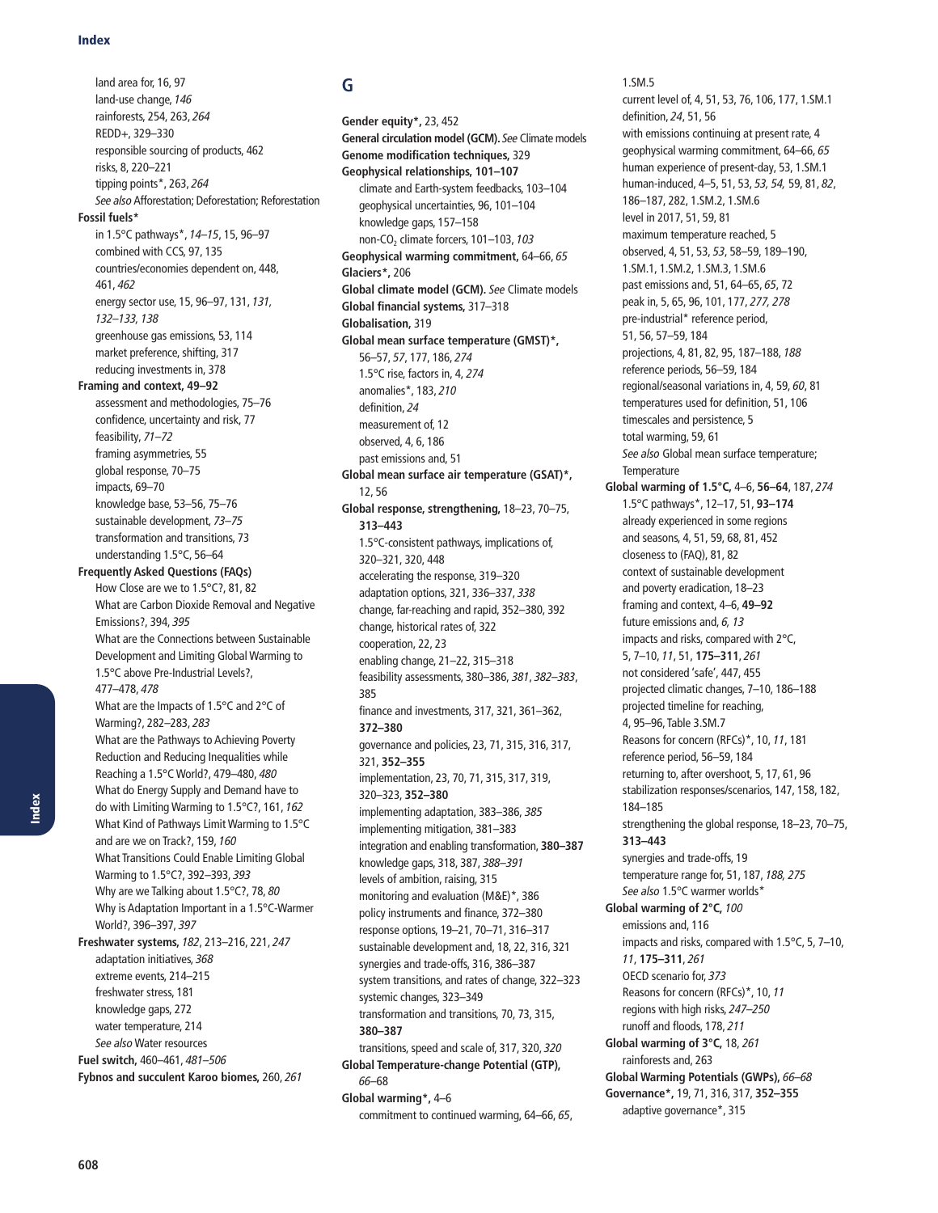land area for, 16, 97
land-use change, *146*
rainforests, 254, 263, *264*
REDD+, 329–330
responsible sourcing of products, 462
risks, 8, 220–221
tipping points*, 263, *264*
*See also* Afforestation; Deforestation; Reforestation

**Fossil fuels***
in 1.5°C pathways*, *14–15*, 15, 96–97
combined with CCS, 97, 135
countries/economies dependent on, 448, 461, *462*
energy sector use, 15, 96–97, 131, *131*, *132–133*, *138*
greenhouse gas emissions, 53, 114
market preference, shifting, 317
reducing investments in, 378

**Framing and context, 49–92**
assessment and methodologies, 75–76
confidence, uncertainty and risk, 77
feasibility, *71–72*
framing asymmetries, 55
global response, 70–75
impacts, 69–70
knowledge base, 53–56, 75–76
sustainable development, *73–75*
transformation and transitions, 73
understanding 1.5°C, 56–64

**Frequently Asked Questions (FAQs)**
How Close are we to 1.5°C?, 81, 82
What are Carbon Dioxide Removal and Negative Emissions?, 394, *395*
What are the Connections between Sustainable Development and Limiting Global Warming to 1.5°C above Pre-Industrial Levels?, 477–478, *478*
What are the Impacts of 1.5°C and 2°C of Warming?, 282–283, *283*
What are the Pathways to Achieving Poverty Reduction and Reducing Inequalities while Reaching a 1.5°C World?, 479–480, *480*
What do Energy Supply and Demand have to do with Limiting Warming to 1.5°C?, 161, *162*
What Kind of Pathways Limit Warming to 1.5°C and are we on Track?, 159, *160*
What Transitions Could Enable Limiting Global Warming to 1.5°C?, 392–393, *393*
Why are we Talking about 1.5°C?, 78, *80*
Why is Adaptation Important in a 1.5°C-Warmer World?, 396–397, *397*

**Freshwater systems,** *182*, 213–216, 221, *247*
adaptation initiatives, *368*
extreme events, 214–215
freshwater stress, 181
knowledge gaps, 272
water temperature, 214
*See also* Water resources

**Fuel switch,** 460–461, *481–506*

**Fybnos and succulent Karoo biomes,** 260, *261*

## G

**Gender equity*,** 23, 452

**General circulation model (GCM).** *See* Climate models

**Genome modification techniques,** 329

**Geophysical relationships, 101–107**
climate and Earth-system feedbacks, 103–104
geophysical uncertainties, 96, 101–104
knowledge gaps, 157–158
non-$CO_2$ climate forcers, 101–103, *103*

**Geophysical warming commitment,** 64–66, *65*

**Glaciers*,** 206

**Global climate model (GCM).** *See* Climate models

**Global financial systems,** 317–318

**Globalisation,** 319

**Global mean surface temperature (GMST)*,** 56–57, *57*, 177, 186, *274*
1.5°C rise, factors in, 4, *274*
anomalies*, 183, *210*
definition, *24*
measurement of, 12
observed, 4, 6, 186
past emissions and, 51

**Global mean surface air temperature (GSAT)*,** 12, 56

**Global response, strengthening,** 18–23, 70–75, **313–443**
1.5°C-consistent pathways, implications of, 320–321, 320, 448
accelerating the response, 319–320
adaptation options, 321, 336–337, *338*
change, far-reaching and rapid, 352–380, 392
change, historical rates of, 322
cooperation, 22, 23
enabling change, 21–22, 315–318
feasibility assessments, 380–386, *381*, *382–383*, 385
finance and investments, 317, 321, 361–362, **372–380**
governance and policies, 23, 71, 315, 316, 317, 321, **352–355**
implementation, 23, 70, 71, 315, 317, 319, 320–323, **352–380**
implementing adaptation, 383–386, *385*
implementing mitigation, 381–383
integration and enabling transformation, **380–387**
knowledge gaps, 318, 387, *388–391*
levels of ambition, raising, 315
monitoring and evaluation (M&E)*, 386
policy instruments and finance, 372–380
response options, 19–21, 70–71, 316–317
sustainable development and, 18, 22, 316, 321
synergies and trade-offs, 316, 386–387
system transitions, and rates of change, 322–323
systemic changes, 323–349
transformation and transitions, 70, 73, 315, **380–387**
transitions, speed and scale of, 317, 320, *320*

**Global Temperature-change Potential (GTP),** *66*–68

**Global warming*,** 4–6
commitment to continued warming, 64–66, *65*, 1.SM.5
current level of, 4, 51, 53, 76, 106, 177, 1.SM.1
definition, *24*, 51, 56
with emissions continuing at present rate, 4
geophysical warming commitment, 64–66, *65*
human experience of present-day, 53, 1.SM.1
human-induced, 4–5, 51, 53, *53, 54,* 59, 81, *82*, 186–187, 282, 1.SM.2, 1.SM.6
level in 2017, 51, 59, 81
maximum temperature reached, 5
observed, 4, 51, 53, *53*, 58–59, 189–190, 1.SM.1, 1.SM.2, 1.SM.3, 1.SM.6
past emissions and, 51, 64–65, *65*, 72
peak in, 5, 65, 96, 101, 177, *277, 278*
pre-industrial* reference period, 51, 56, 57–59, 184
projections, 4, 81, 82, 95, 187–188, *188*
reference periods, 56–59, 184
regional/seasonal variations in, 4, 59, *60*, 81
temperatures used for definition, 51, 106
timescales and persistence, 5
total warming, 59, 61
*See also* Global mean surface temperature; Temperature

**Global warming of 1.5°C,** 4–6, **56–64**, 187, *274*
1.5°C pathways*, 12–17, 51, **93–174**
already experienced in some regions and seasons, 4, 51, 59, 68, 81, 452
closeness to (FAQ), 81, 82
context of sustainable development and poverty eradication, 18–23
framing and context, 4–6, **49–92**
future emissions and, *6, 13*
impacts and risks, compared with 2°C, 5, 7–10, *11*, 51, **175–311**, *261*
not considered 'safe', 447, 455
projected climatic changes, 7–10, 186–188
projected timeline for reaching, 4, 95–96, Table 3.SM.7
Reasons for concern (RFCs)*, 10, *11*, 181
reference period, 56–59, 184
returning to, after overshoot, 5, 17, 61, 96
stabilization responses/scenarios, 147, 158, 182, 184–185
strengthening the global response, 18–23, 70–75, **313–443**
synergies and trade-offs, 19
temperature range for, 51, 187, *188, 275*
*See also* 1.5°C warmer worlds*

**Global warming of 2°C,** *100*
emissions and, 116
impacts and risks, compared with 1.5°C, 5, 7–10, *11*, **175–311**, *261*
OECD scenario for, *373*
Reasons for concern (RFCs)*, 10, *11*
regions with high risks, *247–250*
runoff and floods, 178, *211*

**Global warming of 3°C,** 18, *261*
rainforests and, 263

**Global Warming Potentials (GWPs),** *66–68*

**Governance*,** 19, 71, 316, 317, **352–355**
adaptive governance*, 315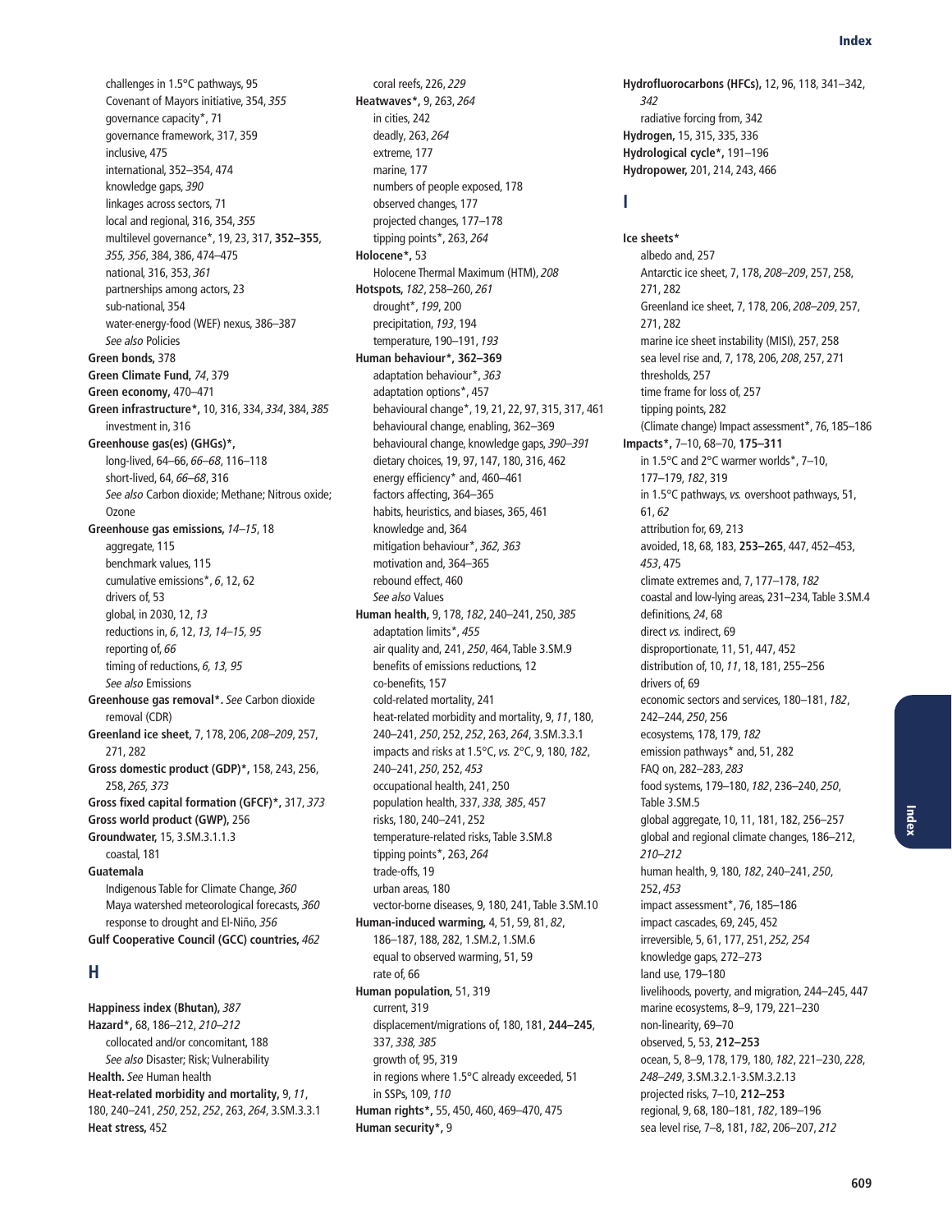challenges in 1.5°C pathways, 95
Covenant of Mayors initiative, 354, *355*
governance capacity*, 71
governance framework, 317, 359
inclusive, 475
international, 352–354, 474
knowledge gaps, *390*
linkages across sectors, 71
local and regional, 316, 354, *355*
multilevel governance*, 19, 23, 317, **352–355**, *355, 356*, 384, 386, 474–475
national, 316, 353, *361*
partnerships among actors, 23
sub-national, 354
water-energy-food (WEF) nexus, 386–387
*See also* Policies

**Green bonds,** 378
**Green Climate Fund,** *74*, 379
**Green economy,** 470–471
**Green infrastructure*,** 10, 316, 334, *334*, 384, *385*
investment in, 316
**Greenhouse gas(es) (GHGs)*,**
long-lived, 64–66, *66–68*, 116–118
short-lived, 64, *66–68*, 316
*See also* Carbon dioxide; Methane; Nitrous oxide; Ozone
**Greenhouse gas emissions,** *14–15*, 18
aggregate, 115
benchmark values, 115
cumulative emissions*, *6*, 12, 62
drivers of, 53
global, in 2030, 12, *13*
reductions in, *6*, 12, *13, 14–15, 95*
reporting of, *66*
timing of reductions, *6, 13, 95*
*See also* Emissions
**Greenhouse gas removal*.** *See* Carbon dioxide removal (CDR)
**Greenland ice sheet,** 7, 178, 206, *208–209*, 257, 271, 282
**Gross domestic product (GDP)*,** 158, 243, 256, 258, *265, 373*
**Gross fixed capital formation (GFCF)*,** 317, *373*
**Gross world product (GWP),** 256
**Groundwater,** 15, 3.SM.3.1.1.3
coastal, 181
**Guatemala**
Indigenous Table for Climate Change, *360*
Maya watershed meteorological forecasts, *360*
response to drought and El-Niño, *356*
**Gulf Cooperative Council (GCC) countries,** *462*

## H

**Happiness index (Bhutan),** *387*
**Hazard*,** 68, 186–212, *210–212*
collocated and/or concomitant, 188
*See also* Disaster; Risk; Vulnerability
**Health.** *See* Human health
**Heat-related morbidity and mortality,** 9, *11*, 180, 240–241, *250*, 252, *252*, 263, *264*, 3.SM.3.3.1
**Heat stress,** 452
coral reefs, 226, *229*
**Heatwaves*,** 9, 263, *264*
in cities, 242
deadly, 263, *264*
extreme, 177
marine, 177
numbers of people exposed, 178
observed changes, 177
projected changes, 177–178
tipping points*, 263, *264*
**Holocene*,** 53
Holocene Thermal Maximum (HTM), *208*
**Hotspots,** *182*, 258–260, *261*
drought*, *199*, 200
precipitation, *193*, 194
temperature, 190–191, *193*
**Human behaviour*, 362–369**
adaptation behaviour*, *363*
adaptation options*, 457
behavioural change*, 19, 21, 22, 97, 315, 317, 461
behavioural change, enabling, 362–369
behavioural change, knowledge gaps, *390–391*
dietary choices, 19, 97, 147, 180, 316, 462
energy efficiency* and, 460–461
factors affecting, 364–365
habits, heuristics, and biases, 365, 461
knowledge and, 364
mitigation behaviour*, *362, 363*
motivation and, 364–365
rebound effect, 460
*See also* Values
**Human health,** 9, 178, *182*, 240–241, 250, *385*
adaptation limits*, *455*
air quality and, 241, *250*, 464, Table 3.SM.9
benefits of emissions reductions, 12
co-benefits, 157
cold-related mortality, 241
heat-related morbidity and mortality, 9, *11*, 180, 240–241, *250*, 252, *252*, 263, *264*, 3.SM.3.3.1
impacts and risks at 1.5°C, *vs.* 2°C, 9, 180, *182*, 240–241, *250*, 252, *453*
occupational health, 241, 250
population health, 337, *338, 385*, 457
risks, 180, 240–241, 252
temperature-related risks, Table 3.SM.8
tipping points*, 263, *264*
trade-offs, 19
urban areas, 180
vector-borne diseases, 9, 180, 241, Table 3.SM.10
**Human-induced warming,** 4, 51, 59, 81, *82*, 186–187, 188, 282, 1.SM.2, 1.SM.6
equal to observed warming, 51, 59
rate of, 66
**Human population,** 51, 319
current, 319
displacement/migrations of, 180, 181, **244–245**, 337, *338, 385*
growth of, 95, 319
in regions where 1.5°C already exceeded, 51
in SSPs, 109, *110*
**Human rights*,** 55, 450, 460, 469–470, 475
**Human security*,** 9
**Hydrofluorocarbons (HFCs),** 12, 96, 118, 341–342, *342*
radiative forcing from, 342
**Hydrogen,** 15, 315, 335, 336
**Hydrological cycle*,** 191–196
**Hydropower,** 201, 214, 243, 466

## I

**Ice sheets***
albedo and, 257
Antarctic ice sheet, 7, 178, *208–209*, 257, 258, 271, 282
Greenland ice sheet, 7, 178, 206, *208–209*, 257, 271, 282
marine ice sheet instability (MISI), 257, 258
sea level rise and, 7, 178, 206, *208*, 257, 271
thresholds, 257
time frame for loss of, 257
tipping points, 282
(Climate change) Impact assessment*, 76, 185–186
**Impacts*,** 7–10, 68–70, **175–311**
in 1.5°C and 2°C warmer worlds*, 7–10, 177–179, *182*, 319
in 1.5°C pathways, *vs.* overshoot pathways, 51, 61, *62*
attribution for, 69, 213
avoided, 18, 68, 183, **253–265**, 447, 452–453, *453*, 475
climate extremes and, 7, 177–178, *182*
coastal and low-lying areas, 231–234, Table 3.SM.4
definitions, *24*, 68
direct *vs.* indirect, 69
disproportionate, 11, 51, 447, 452
distribution of, 10, *11*, 18, 181, 255–256
drivers of, 69
economic sectors and services, 180–181, *182*, 242–244, *250*, 256
ecosystems, 178, 179, *182*
emission pathways* and, 51, 282
FAQ on, 282–283, *283*
food systems, 179–180, *182*, 236–240, *250*, Table 3.SM.5
global aggregate, 10, 11, 181, 182, 256–257
global and regional climate changes, 186–212, *210–212*
human health, 9, 180, *182*, 240–241, *250*, 252, *453*
impact assessment*, 76, 185–186
impact cascades, 69, 245, 452
irreversible, 5, 61, 177, 251, *252, 254*
knowledge gaps, 272–273
land use, 179–180
livelihoods, poverty, and migration, 244–245, 447
marine ecosystems, 8–9, 179, 221–230
non-linearity, 69–70
observed, 5, 53, **212–253**
ocean, 5, 8–9, 178, 179, 180, *182*, 221–230, *228*, *248–249*, 3.SM.3.2.1-3.SM.3.2.13
projected risks, 7–10, **212–253**
regional, 9, 68, 180–181, *182*, 189–196
sea level rise, 7–8, 181, *182*, 206–207, *212*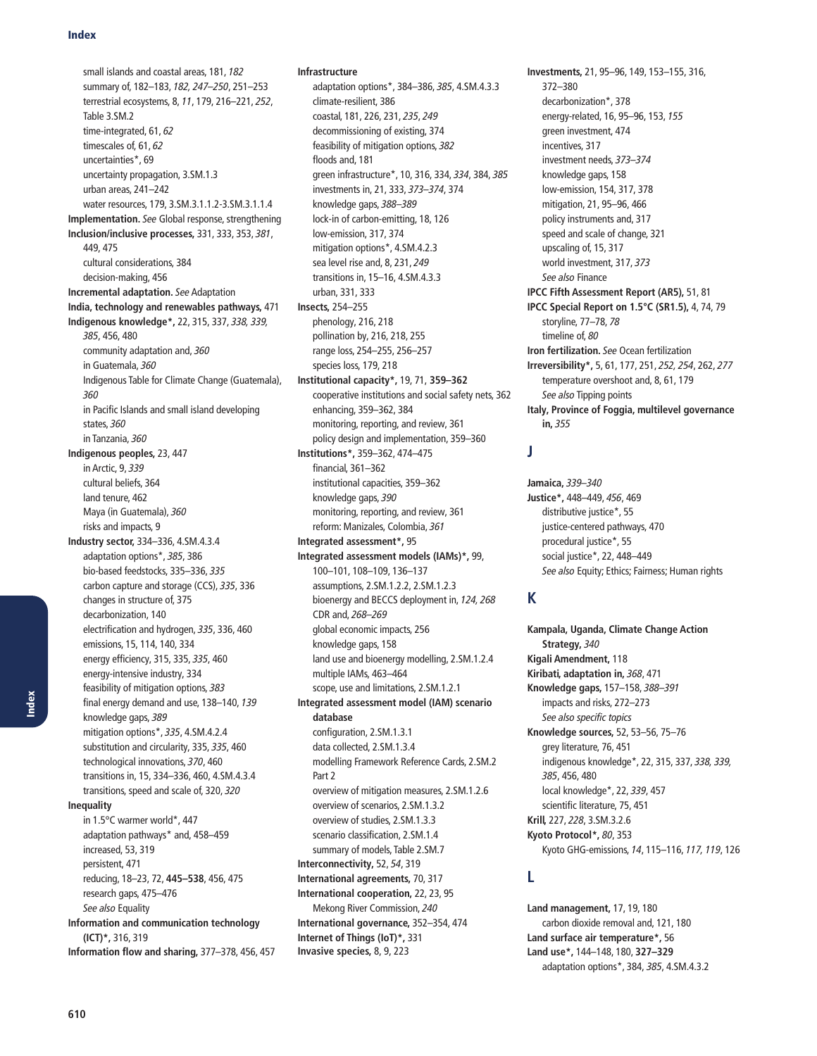small islands and coastal areas, 181, *182*
summary of, 182–183, *182, 247–250*, 251–253
terrestrial ecosystems, 8, *11*, 179, 216–221, *252*, Table 3.SM.2
time-integrated, 61, *62*
timescales of, 61, *62*
uncertainties*, 69
uncertainty propagation, 3.SM.1.3
urban areas, 241–242
water resources, 179, 3.SM.3.1.1.2-3.SM.3.1.1.4

**Implementation.** *See* Global response, strengthening
**Inclusion/inclusive processes,** 331, 333, 353, *381*, 449, 475
cultural considerations, 384
decision-making, 456

**Incremental adaptation.** *See* Adaptation
**India, technology and renewables pathways,** 471
**Indigenous knowledge*,** 22, 315, 337, *338, 339, 385*, 456, 480
community adaptation and, *360*
in Guatemala, *360*
Indigenous Table for Climate Change (Guatemala), *360*
in Pacific Islands and small island developing states, *360*
in Tanzania, *360*

**Indigenous peoples,** 23, 447
in Arctic, 9, *339*
cultural beliefs, 364
land tenure, 462
Maya (in Guatemala), *360*
risks and impacts, 9

**Industry sector,** 334–336, 4.SM.4.3.4
adaptation options*, *385*, 386
bio-based feedstocks, 335–336, *335*
carbon capture and storage (CCS), *335*, 336
changes in structure of, 375
decarbonization, 140
electrification and hydrogen, *335*, 336, 460
emissions, 15, 114, 140, 334
energy efficiency, 315, 335, *335*, 460
energy-intensive industry, 334
feasibility of mitigation options, *383*
final energy demand and use, 138–140, *139*
knowledge gaps, *389*
mitigation options*, *335*, 4.SM.4.2.4
substitution and circularity, 335, *335*, 460
technological innovations, *370*, 460
transitions in, 15, 334–336, 460, 4.SM.4.3.4
transitions, speed and scale of, 320, *320*

**Inequality**
in 1.5°C warmer world*, 447
adaptation pathways* and, 458–459
increased, 53, 319
persistent, 471
reducing, 18–23, 72, **445–538**, 456, 475
research gaps, 475–476
*See also* Equality

**Information and communication technology (ICT)*,** 316, 319
**Information flow and sharing,** 377–378, 456, 457

**Infrastructure**
adaptation options*, 384–386, *385*, 4.SM.4.3.3
climate-resilient, 386
coastal, 181, 226, 231, *235*, *249*
decommissioning of existing, 374
feasibility of mitigation options, *382*
floods and, 181
green infrastructure*, 10, 316, 334, *334*, 384, *385*
investments in, 21, 333, *373–374*, 374
knowledge gaps, *388–389*
lock-in of carbon-emitting, 18, 126
low-emission, 317, 374
mitigation options*, 4.SM.4.2.3
sea level rise and, 8, 231, *249*
transitions in, 15–16, 4.SM.4.3.3
urban, 331, 333

**Insects,** 254–255
phenology, 216, 218
pollination by, 216, 218, 255
range loss, 254–255, 256–257
species loss, 179, 218

**Institutional capacity*,** 19, 71, **359–362**
cooperative institutions and social safety nets, 362
enhancing, 359–362, 384
monitoring, reporting, and review, 361
policy design and implementation, 359–360

**Institutions*,** 359–362, 474–475
financial, 361–362
institutional capacities, 359–362
knowledge gaps, *390*
monitoring, reporting, and review, 361
reform: Manizales, Colombia, *361*

**Integrated assessment*,** 95
**Integrated assessment models (IAMs)*,** 99, 100–101, 108–109, 136–137
assumptions, 2.SM.1.2.2, 2.SM.1.2.3
bioenergy and BECCS deployment in, *124, 268*
CDR and, *268–269*
global economic impacts, 256
knowledge gaps, 158
land use and bioenergy modelling, 2.SM.1.2.4
multiple IAMs, 463–464
scope, use and limitations, 2.SM.1.2.1

**Integrated assessment model (IAM) scenario database**
configuration, 2.SM.1.3.1
data collected, 2.SM.1.3.4
modelling Framework Reference Cards, 2.SM.2 Part 2
overview of mitigation measures, 2.SM.1.2.6
overview of scenarios, 2.SM.1.3.2
overview of studies, 2.SM.1.3.3
scenario classification, 2.SM.1.4
summary of models, Table 2.SM.7

**Interconnectivity,** 52, *54*, 319
**International agreements,** 70, 317
**International cooperation,** 22, 23, 95
Mekong River Commission, *240*
**International governance,** 352–354, 474
**Internet of Things (IoT)*,** 331
**Invasive species,** 8, 9, 223

**Investments,** 21, 95–96, 149, 153–155, 316, 372–380
decarbonization*, 378
energy-related, 16, 95–96, 153, *155*
green investment, 474
incentives, 317
investment needs, *373–374*
knowledge gaps, 158
low-emission, 154, 317, 378
mitigation, 21, 95–96, 466
policy instruments and, 317
speed and scale of change, 321
upscaling of, 15, 317
world investment, 317, *373*
*See also* Finance

**IPCC Fifth Assessment Report (AR5),** 51, 81
**IPCC Special Report on 1.5°C (SR1.5),** 4, 74, 79
storyline, 77–78, *78*
timeline of, *80*

**Iron fertilization.** *See* Ocean fertilization
**Irreversibility*,** 5, 61, 177, 251, *252, 254*, 262, *277*
temperature overshoot and, 8, 61, 179
*See also* Tipping points

**Italy, Province of Foggia, multilevel governance in,** *355*

## J

**Jamaica,** *339–340*
**Justice*,** 448–449, *456*, 469
distributive justice*, 55
justice-centered pathways, 470
procedural justice*, 55
social justice*, 22, 448–449
*See also* Equity; Ethics; Fairness; Human rights

## K

**Kampala, Uganda, Climate Change Action Strategy,** *340*
**Kigali Amendment,** 118
**Kiribati, adaptation in,** *368*, 471
**Knowledge gaps,** 157–158, *388–391*
impacts and risks, 272–273
*See also specific topics*

**Knowledge sources,** 52, 53–56, 75–76
grey literature, 76, 451
indigenous knowledge*, 22, 315, 337, *338, 339, 385*, 456, 480
local knowledge*, 22, *339*, 457
scientific literature, 75, 451

**Krill,** 227, *228*, 3.SM.3.2.6
**Kyoto Protocol*,** *80*, 353
Kyoto GHG-emissions, *14*, 115–116, *117, 119*, 126

## L

**Land management,** 17, 19, 180
carbon dioxide removal and, 121, 180
**Land surface air temperature*,** 56
**Land use*,** 144–148, 180, **327–329**
adaptation options*, 384, *385*, 4.SM.4.3.2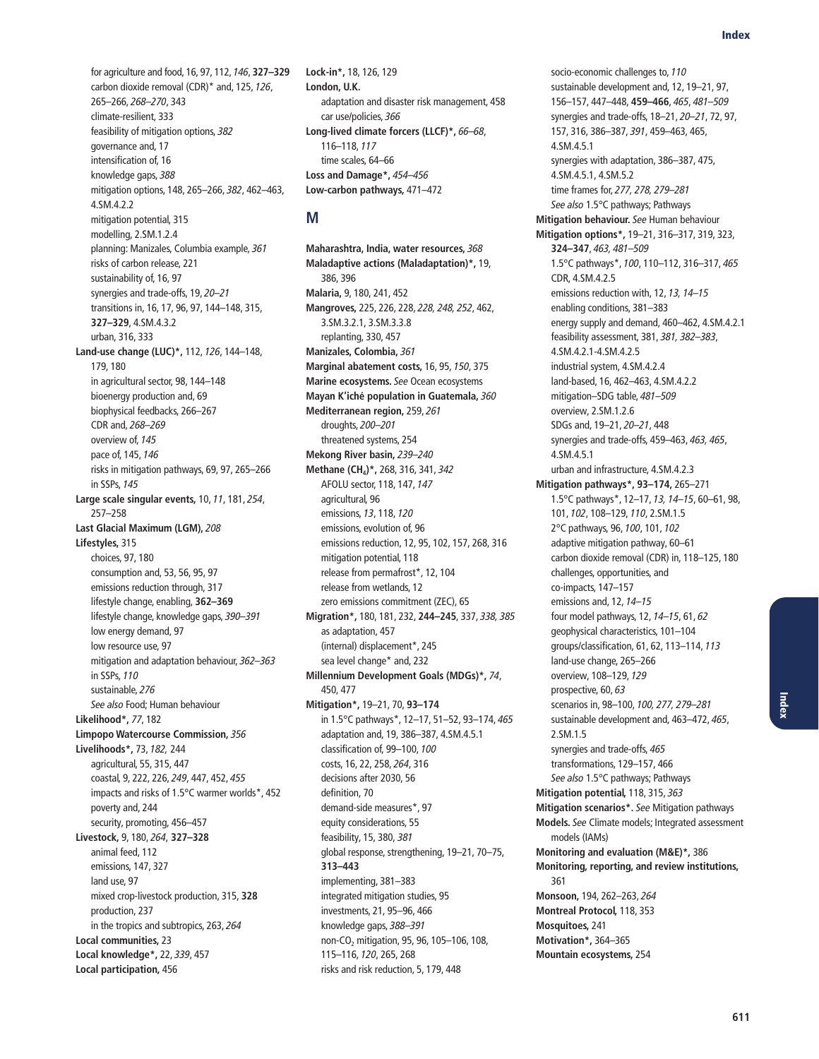for agriculture and food, 16, 97, 112, *146*, **327–329**
carbon dioxide removal (CDR)* and, 125, *126*, 265–266, *268–270*, 343
climate-resilient, 333
feasibility of mitigation options, *382*
governance and, 17
intensification of, 16
knowledge gaps, *388*
mitigation options, 148, 265–266, *382*, 462–463, 4.SM.4.2.2
mitigation potential, 315
modelling, 2.SM.1.2.4
planning: Manizales, Columbia example, *361*
risks of carbon release, 221
sustainability of, 16, 97
synergies and trade-offs, 19, *20–21*
transitions in, 16, 17, 96, 97, 144–148, 315, **327–329**, 4.SM.4.3.2
urban, 316, 333

**Land-use change (LUC)*,** 112, *126*, 144–148, 179, 180
in agricultural sector, 98, 144–148
bioenergy production and, 69
biophysical feedbacks, 266–267
CDR and, *268–269*
overview of, *145*
pace of, 145, *146*
risks in mitigation pathways, 69, 97, 265–266
in SSPs, *145*

**Large scale singular events,** 10, *11*, 181, *254*, 257–258

**Last Glacial Maximum (LGM),** *208*

**Lifestyles,** 315
choices, 97, 180
consumption and, 53, 56, 95, 97
emissions reduction through, 317
lifestyle change, enabling, **362–369**
lifestyle change, knowledge gaps, *390–391*
low energy demand, 97
low resource use, 97
mitigation and adaptation behaviour, *362–363*
in SSPs, *110*
sustainable, *276*
*See also* Food; Human behaviour

**Likelihood*,** *77*, 182

**Limpopo Watercourse Commission,** *356*

**Livelihoods*,** 73, *182*, 244
agricultural, 55, 315, 447
coastal, 9, 222, 226, *249*, 447, 452, *455*
impacts and risks of 1.5°C warmer worlds*, 452
poverty and, 244
security, promoting, 456–457

**Livestock,** 9, 180, *264*, **327–328**
animal feed, 112
emissions, 147, 327
land use, 97
mixed crop-livestock production, 315, **328**
production, 237
in the tropics and subtropics, 263, *264*

**Local communities,** 23

**Local knowledge*,** 22, *339*, 457

**Local participation,** 456

**Lock-in*,** 18, 126, 129

**London, U.K.**
adaptation and disaster risk management, 458
car use/policies, *366*

**Long-lived climate forcers (LLCF)*,** *66–68*, 116–118, *117*
time scales, 64–66

**Loss and Damage*,** *454–456*

**Low-carbon pathways,** 471–472

## M

**Maharashtra, India, water resources,** *368*

**Maladaptive actions (Maladaptation)*,** 19, 386, 396

**Malaria,** 9, 180, 241, 452

**Mangroves,** 225, 226, 228, *228, 248, 252*, 462, 3.SM.3.2.1, 3.SM.3.3.8
replanting, 330, 457

**Manizales, Colombia,** *361*

**Marginal abatement costs,** 16, 95, *150*, 375

**Marine ecosystems.** *See* Ocean ecosystems

**Mayan K'iché population in Guatemala,** *360*

**Mediterranean region,** 259, *261*
droughts, *200–201*
threatened systems, 254

**Mekong River basin,** *239–240*

**Methane ($CH_4$)*,** 268, 316, 341, *342*
AFOLU sector, 118, 147, *147*
agricultural, 96
emissions, *13*, 118, *120*
emissions, evolution of, 96
emissions reduction, 12, 95, 102, 157, 268, 316
mitigation potential, 118
release from permafrost*, 12, 104
release from wetlands, 12
zero emissions commitment (ZEC), 65

**Migration*,** 180, 181, 232, **244–245**, 337, *338, 385*
as adaptation, 457
(internal) displacement*, 245
sea level change* and, 232

**Millennium Development Goals (MDGs)*,** *74*, 450, 477

**Mitigation*,** 19–21, 70, **93–174**
in 1.5°C pathways*, 12–17, 51–52, 93–174, *465*
adaptation and, 19, 386–387, 4.SM.4.5.1
classification of, 99–100, *100*
costs, 16, 22, 258, *264*, 316
decisions after 2030, 56
definition, 70
demand-side measures*, 97
equity considerations, 55
feasibility, 15, 380, *381*
global response, strengthening, 19–21, 70–75, **313–443**
implementing, 381–383
integrated mitigation studies, 95
investments, 21, 95–96, 466
knowledge gaps, *388–391*
non-$CO_2$ mitigation, 95, 96, 105–106, 108, 115–116, *120*, 265, 268
risks and risk reduction, 5, 179, 448
socio-economic challenges to, *110*
sustainable development and, 12, 19–21, 97, 156–157, 447–448, **459–466**, *465*, *481–509*
synergies and trade-offs, 18–21, *20–21*, 72, 97, 157, 316, 386–387, *391*, 459–463, 465, 4.SM.4.5.1
synergies with adaptation, 386–387, 475, 4.SM.4.5.1, 4.SM.5.2
time frames for, *277, 278, 279–281*
*See also* 1.5°C pathways; Pathways

**Mitigation behaviour.** *See* Human behaviour

**Mitigation options*,** 19–21, 316–317, 319, 323, **324–347**, *463, 481–509*
1.5°C pathways*, *100*, 110–112, 316–317, *465*
CDR, 4.SM.4.2.5
emissions reduction with, 12, *13, 14–15*
enabling conditions, 381–383
energy supply and demand, 460–462, 4.SM.4.2.1
feasibility assessment, 381, *381, 382–383*, 4.SM.4.2.1-4.SM.4.2.5
industrial system, 4.SM.4.2.4
land-based, 16, 462–463, 4.SM.4.2.2
mitigation–SDG table, *481–509*
overview, 2.SM.1.2.6
SDGs and, 19–21, *20–21*, 448
synergies and trade-offs, 459–463, *463, 465*, 4.SM.4.5.1
urban and infrastructure, 4.SM.4.2.3

**Mitigation pathways*,** **93–174,** 265–271
1.5°C pathways*, 12–17, *13, 14–15*, 60–61, 98, 101, *102*, 108–129, *110*, 2.SM.1.5
2°C pathways, 96, *100*, 101, *102*
adaptive mitigation pathway, 60–61
carbon dioxide removal (CDR) in, 118–125, 180
challenges, opportunities, and co-impacts, 147–157
emissions and, 12, *14–15*
four model pathways, 12, *14–15*, 61, *62*
geophysical characteristics, 101–104
groups/classification, 61, 62, 113–114, *113*
land-use change, 265–266
overview, 108–129, *129*
prospective, 60, *63*
scenarios in, 98–100, *100, 277, 279–281*
sustainable development and, 463–472, *465*, 2.SM.1.5
synergies and trade-offs, *465*
transformations, 129–157, 466
*See also* 1.5°C pathways; Pathways

**Mitigation potential,** 118, 315, *363*

**Mitigation scenarios*.** *See* Mitigation pathways

**Models.** *See* Climate models; Integrated assessment models (IAMs)

**Monitoring and evaluation (M&E)*,** 386

**Monitoring, reporting, and review institutions,** 361

**Monsoon,** 194, 262–263, *264*

**Montreal Protocol,** 118, 353

**Mosquitoes,** 241

**Motivation*,** 364–365

**Mountain ecosystems,** 254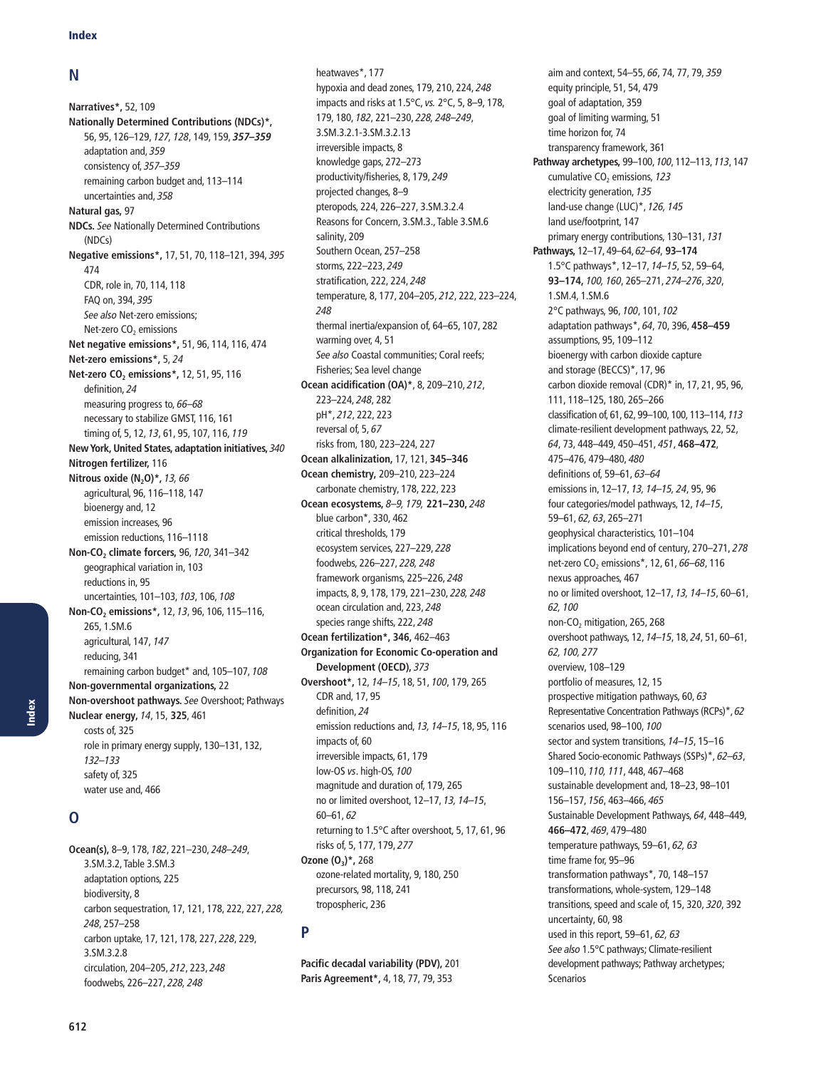## N

**Narratives***, 52, 109
**Nationally Determined Contributions (NDCs)***, 56, 95, 126–129, *127, 128*, 149, 159, ***357–359***
adaptation and, *359*
consistency of, *357–359*
remaining carbon budget and, 113–114
uncertainties and, *358*
**Natural gas,** 97
**NDCs.** *See* Nationally Determined Contributions (NDCs)
**Negative emissions***, 17, 51, 70, 118–121, 394, *395* 474
CDR, role in, 70, 114, 118
FAQ on, 394, *395*
*See also* Net-zero emissions; Net-zero $CO_2$ emissions
**Net negative emissions***, 51, 96, 114, 116, 474
**Net-zero emissions***, 5, *24*
**Net-zero $CO_2$ emissions***, 12, 51, 95, 116
definition, *24*
measuring progress to, *66–68*
necessary to stabilize GMST, 116, 161
timing of, 5, 12, *13*, 61, 95, 107, 116, *119*
**New York, United States, adaptation initiatives,** *340*
**Nitrogen fertilizer,** 116
**Nitrous oxide ($N_2O$)***, *13, 66*
agricultural, 96, 116–118, 147
bioenergy and, 12
emission increases, 96
emission reductions, 116–1118
**Non-$CO_2$ climate forcers,** 96, *120*, 341–342
geographical variation in, 103
reductions in, 95
uncertainties, 101–103, *103*, 106, *108*
**Non-$CO_2$ emissions***, 12, *13*, 96, 106, 115–116, 265, 1.SM.6
agricultural, 147, *147*
reducing, 341
remaining carbon budget* and, 105–107, *108*
**Non-governmental organizations,** 22
**Non-overshoot pathways.** *See* Overshoot; Pathways
**Nuclear energy,** *14*, 15, **325**, 461
costs of, 325
role in primary energy supply, 130–131, 132, *132–133*
safety of, 325
water use and, 466

## O

**Ocean(s),** 8–9, 178, *182*, 221–230, *248–249*, 3.SM.3.2, Table 3.SM.3
adaptation options, 225
biodiversity, 8
carbon sequestration, 17, 121, 178, 222, 227, *228, 248*, 257–258
carbon uptake, 17, 121, 178, 227, *228*, 229, 3.SM.3.2.8
circulation, 204–205, *212*, 223, *248*
foodwebs, 226–227, *228, 248*
heatwaves*, 177
hypoxia and dead zones, 179, 210, 224, *248*
impacts and risks at 1.5°C, *vs.* 2°C, 5, 8–9, 178, 179, 180, *182*, 221–230, *228, 248–249*, 3.SM.3.2.1-3.SM.3.2.13
irreversible impacts, 8
knowledge gaps, 272–273
productivity/fisheries, 8, 179, *249*
projected changes, 8–9
pteropods, 224, 226–227, 3.SM.3.2.4
Reasons for Concern, 3.SM.3., Table 3.SM.6
salinity, 209
Southern Ocean, 257–258
storms, 222–223, *249*
stratification, 222, 224, *248*
temperature, 8, 177, 204–205, *212*, 222, 223–224, *248*
thermal inertia/expansion of, 64–65, 107, 282
warming over, 4, 51
*See also* Coastal communities; Coral reefs; Fisheries; Sea level change
**Ocean acidification (OA)***, 8, 209–210, *212*, 223–224, *248*, 282
pH*, *212*, 222, 223
reversal of, 5, *67*
risks from, 180, 223–224, 227
**Ocean alkalinization,** 17, 121, **345–346**
**Ocean chemistry,** 209–210, 223–224
carbonate chemistry, 178, 222, 223
**Ocean ecosystems,** *8–9, 179,* **221–230,** *248*
blue carbon*, 330, 462
critical thresholds, 179
ecosystem services, 227–229, *228*
foodwebs, 226–227, *228, 248*
framework organisms, 225–226, *248*
impacts, 8, 9, 178, 179, 221–230, *228, 248*
ocean circulation and, 223, *248*
species range shifts, 222, *248*
**Ocean fertilization***, **346,** 462–463
**Organization for Economic Co-operation and Development (OECD),** *373*
**Overshoot***, 12, *14–15*, 18, 51, *100*, 179, 265
CDR and, 17, 95
definition, *24*
emission reductions and, *13, 14–15*, 18, 95, 116
impacts of, 60
irreversible impacts, 61, 179
low-OS *vs*. high-OS, *100*
magnitude and duration of, 179, 265
no or limited overshoot, 12–17, *13, 14–15*, 60–61, *62*
returning to 1.5°C after overshoot, 5, 17, 61, 96
risks of, 5, 177, 179, *277*
**Ozone ($O_3$)***, 268
ozone-related mortality, 9, 180, 250
precursors, 98, 118, 241
tropospheric, 236

## P

**Pacific decadal variability (PDV),** 201
**Paris Agreement***, 4, 18, 77, 79, 353
aim and context, 54–55, *66*, 74, 77, 79, *359*
equity principle, 51, 54, 479
goal of adaptation, 359
goal of limiting warming, 51
time horizon for, 74
transparency framework, 361
**Pathway archetypes,** 99–100, *100*, 112–113, *113*, 147
cumulative $CO_2$ emissions, *123*
electricity generation, *135*
land-use change (LUC)*, *126, 145*
land use/footprint, 147
primary energy contributions, 130–131, *131*
**Pathways,** 12–17, 49–64, *62–64*, **93–174**
1.5°C pathways*, 12–17, *14–15*, 52, 59–64, **93–174,** *100, 160*, 265–271, *274–276*, *320*, 1.SM.4, 1.SM.6
2°C pathways, 96, *100*, 101, *102*
adaptation pathways*, *64*, 70, 396, **458–459**
assumptions, 95, 109–112
bioenergy with carbon dioxide capture and storage (BECCS)*, 17, 96
carbon dioxide removal (CDR)* in, 17, 21, 95, 96, 111, 118–125, 180, 265–266
classification of, 61, 62, 99–100, 100, 113–114, *113*
climate-resilient development pathways, 22, 52, *64*, 73, 448–449, 450–451, *451*, **468–472**, 475–476, 479–480, *480*
definitions of, 59–61, *63–64*
emissions in, 12–17, *13, 14–15, 24*, 95, 96
four categories/model pathways, 12, *14–15*, 59–61, *62, 63*, 265–271
geophysical characteristics, 101–104
implications beyond end of century, 270–271, *278*
net-zero $CO_2$ emissions*, 12, 61, *66–68*, 116
nexus approaches, 467
no or limited overshoot, 12–17, *13, 14–15*, 60–61, *62, 100*
non-$CO_2$ mitigation, 265, 268
overshoot pathways, 12, *14–15*, 18, *24*, 51, 60–61, *62, 100, 277*
overview, 108–129
portfolio of measures, 12, 15
prospective mitigation pathways, 60, *63*
Representative Concentration Pathways (RCPs)*, *62*
scenarios used, 98–100, *100*
sector and system transitions, *14–15*, 15–16
Shared Socio-economic Pathways (SSPs)*, *62–63*, 109–110, *110, 111*, 448, 467–468
sustainable development and, 18–23, 98–101 156–157, *156*, 463–466, *465*
Sustainable Development Pathways, *64*, 448–449, **466–472**, *469*, 479–480
temperature pathways, 59–61, *62, 63*
time frame for, 95–96
transformation pathways*, 70, 148–157
transformations, whole-system, 129–148
transitions, speed and scale of, 15, 320, *320*, 392
uncertainty, 60, 98
used in this report, 59–61, *62, 63*
*See also* 1.5°C pathways; Climate-resilient development pathways; Pathway archetypes; Scenarios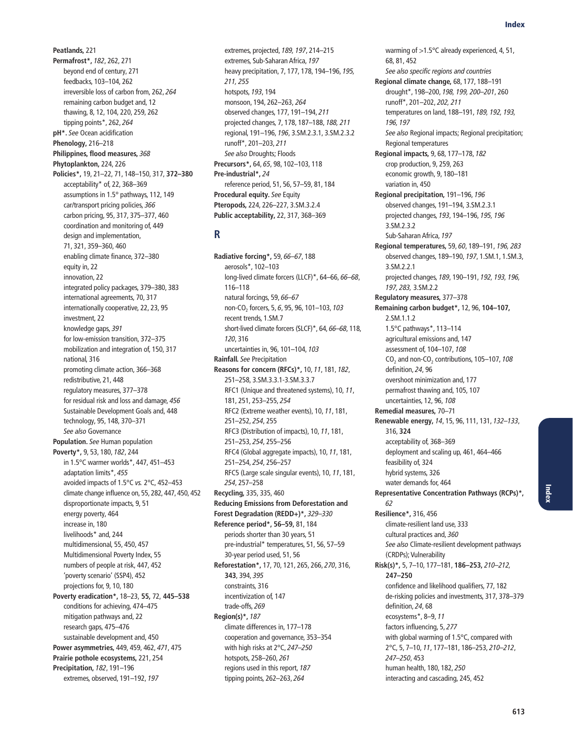**Peatlands,** 221

**Permafrost*,** *182*, 262, 271
- beyond end of century, 271
- feedbacks, 103–104, 262
- irreversible loss of carbon from, 262, *264*
- remaining carbon budget and, 12
- thawing, 8, 12, 104, 220, 259, 262
- tipping points*, 262, *264*

**pH*.** *See* Ocean acidification

**Phenology,** 216–218

**Philippines, flood measures,** *368*

**Phytoplankton,** 224, 226

**Policies*,** 19, 21–22, 71, 148–150, 317, **372–380**
- acceptability* of, 22, 368–369
- assumptions in 1.5° pathways, 112, 149
- car/transport pricing policies, *366*
- carbon pricing, 95, 317, 375–377, 460
- coordination and monitoring of, 449
- design and implementation, 71, 321, 359–360, 460
- enabling climate finance, 372–380
- equity in, 22
- innovation, 22
- integrated policy packages, 379–380, 383
- international agreements, 70, 317
- internationally cooperative, 22, 23, 95
- investment, 22
- knowledge gaps, *391*
- for low-emission transition, 372–375
- mobilization and integration of, 150, 317
- national, 316
- promoting climate action, 366–368
- redistributive, 21, 448
- regulatory measures, 377–378
- for residual risk and loss and damage, *456*
- Sustainable Development Goals and, 448
- technology, 95, 148, 370–371
- *See also* Governance

**Population.** *See* Human population

**Poverty*,** 9, 53, 180, *182*, 244
- in 1.5°C warmer worlds*, 447, 451–453
- adaptation limits*, *455*
- avoided impacts of 1.5°C *vs.* 2°C, 452–453
- climate change influence on, 55, 282, 447, 450, 452
- disproportionate impacts, 9, 51
- energy poverty, 464
- increase in, 180
- livelihoods* and, 244
- multidimensional, 55, 450, 457
- Multidimensional Poverty Index, 55
- numbers of people at risk, 447, 452
- 'poverty scenario' (SSP4), 452
- projections for, 9, 10, 180

**Poverty eradication*,** 18–23, **55,** 72, **445–538**
- conditions for achieving, 474–475
- mitigation pathways and, 22
- research gaps, 475–476
- sustainable development and, 450

**Power asymmetries,** 449, 459, 462, *471*, 475

**Prairie pothole ecosystems,** 221, 254

**Precipitation,** *182*, 191–196
- extremes, observed, 191–192, *197*
- extremes, projected, *189, 197*, 214–215
- extremes, Sub-Saharan Africa, *197*
- heavy precipitation, 7, 177, 178, 194–196, *195, 211, 255*
- hotspots, *193*, 194
- monsoon, 194, 262–263, *264*
- observed changes, 177, 191–194, *211*
- projected changes, 7, 178, 187–188, *188, 211*
- regional, 191–196, *196*, 3.SM.2.3.1, 3.SM.2.3.2
- runoff*, 201–203, *211*
- *See also* Droughts; Floods

**Precursors*,** 64, *65*, 98, 102–103, 118

**Pre-industrial*,** *24*
- reference period, 51, 56, 57–59, 81, 184

**Procedural equity.** *See* Equity

**Pteropods,** 224, 226–227, 3.SM.3.2.4

**Public acceptability,** 22, 317, 368–369

## R

**Radiative forcing*,** 59, *66–67*, 188
- aerosols*, 102–103
- long-lived climate forcers (LLCF)*, 64–66, *66–68*, 116–118
- natural forcings, 59, *66–67*
- non-$CO_2$ forcers, 5, *6*, 95, 96, 101–103, *103*
- recent trends, 1.SM.7
- short-lived climate forcers (SLCF)*, 64, *66–68*, 118, *120*, 316
- uncertainties in, 96, 101–104, *103*

**Rainfall.** *See* Precipitation

**Reasons for concern (RFCs)*,** 10, *11*, 181, *182*, 251–258, 3.SM.3.3.1-3.SM.3.3.7
- RFC1 (Unique and threatened systems), 10, *11*, 181, 251, 253–255, *254*
- RFC2 (Extreme weather events), 10, *11*, 181, 251–252, *254*, 255
- RFC3 (Distribution of impacts), 10, *11*, 181, 251–253, *254*, 255–256
- RFC4 (Global aggregate impacts), 10, *11*, 181, 251–254, *254*, 256–257
- RFC5 (Large scale singular events), 10, *11*, 181, *254*, 257–258

**Recycling,** 335, 335, 460

**Reducing Emissions from Deforestation and Forest Degradation (REDD+)*,** *329–330*

**Reference period*, 56–59,** 81, 184
- periods shorter than 30 years, 51
- pre-industrial* temperatures, 51, 56, 57–59
- 30-year period used, 51, 56

**Reforestation*,** 17, 70, 121, 265, 266, *270*, 316, **343**, 394, *395*
- constraints, 316
- incentivization of, 147
- trade-offs, *269*

**Region(s)*,** *187*
- climate differences in, 177–178
- cooperation and governance, 353–354
- with high risks at 2°C, *247–250*
- hotspots, 258–260, *261*
- regions used in this report, *187*
- tipping points, 262–263, *264*
- warming of >1.5°C already experienced, 4, 51, 68, 81, 452
- *See also specific regions and countries*

**Regional climate change,** 68, 177, 188–191
- drought*, 198–200, *198, 199, 200–201*, 260
- runoff*, 201–202, *202, 211*
- temperatures on land, 188–191, *189, 192, 193, 196, 197*
- *See also* Regional impacts; Regional precipitation; Regional temperatures

**Regional impacts,** 9, 68, 177–178, *182*
- crop production, 9, 259, 263
- economic growth, 9, 180–181
- variation in, 450

**Regional precipitation,** 191–196, *196*
- observed changes, 191–194, 3.SM.2.3.1
- projected changes, *193*, 194–196, *195, 196* 3.SM.2.3.2
- Sub-Saharan Africa, *197*

**Regional temperatures,** 59, *60*, 189–191, *196, 283*
- observed changes, 189–190, *197*, 1.SM.1, 1.SM.3, 3.SM.2.2.1
- projected changes, *189*, 190–191, *192, 193, 196, 197, 283,* 3.SM.2.2

**Regulatory measures,** 377–378

**Remaining carbon budget*,** 12, 96, **104–107,** 2.SM.1.1.2
- 1.5°C pathways*, 113–114
- agricultural emissions and, 147
- assessment of, 104–107, *108*
- $CO_2$ and non-$CO_2$ contributions, 105–107, *108*
- definition, *24*, 96
- overshoot minimization and, 177
- permafrost thawing and, 105, 107
- uncertainties, 12, 96, *108*

**Remedial measures,** 70–71

**Renewable energy,** *14*, 15, 96, 111, 131, *132–133*, 316, **324**
- acceptability of, 368–369
- deployment and scaling up, 461, 464–466
- feasibility of, 324
- hybrid systems, 326
- water demands for, 464

**Representative Concentration Pathways (RCPs)*,** *62*

**Resilience*,** 316, 456
- climate-resilient land use, 333
- cultural practices and, *360*
- *See also* Climate-resilient development pathways (CRDPs); Vulnerability

**Risk(s)*,** 5, 7–10, 177–181, **186–253,** *210–212*, **247–250**
- confidence and likelihood qualifiers, 77, 182
- de-risking policies and investments, 317, 378–379
- definition, *24*, 68
- ecosystems*, 8–9, *11*
- factors influencing, 5, *277*
- with global warming of 1.5°C, compared with 2°C, 5, 7–10, *11*, 177–181, 186–253, *210–212*, *247–250*, 453
- human health, 180, 182, *250*
- interacting and cascading, 245, 452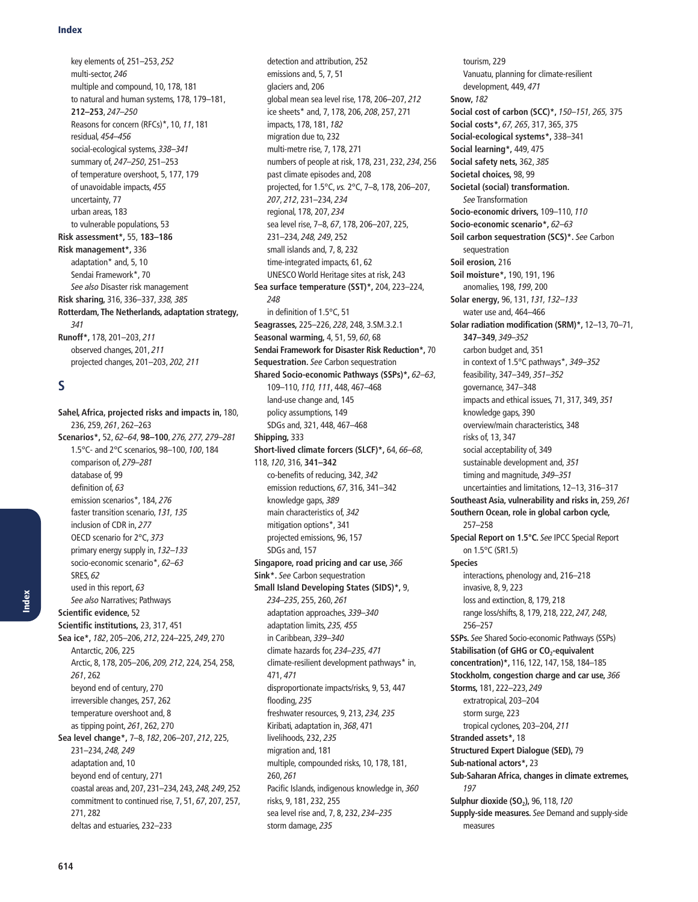key elements of, 251–253, *252*
multi-sector, *246*
multiple and compound, 10, 178, 181
to natural and human systems, 178, 179–181, **212–253**, *247–250*
Reasons for concern (RFCs)*, 10, *11*, 181
residual, *454–456*
social-ecological systems, *338–341*
summary of, *247–250*, 251–253
of temperature overshoot, 5, 177, 179
of unavoidable impacts, *455*
uncertainty, 77
urban areas, 183
to vulnerable populations, 53

**Risk assessment*,** 55, **183–186**

**Risk management*,** 336
adaptation* and, 5, 10
Sendai Framework*, 70
*See also* Disaster risk management

**Risk sharing,** 316, 336–337, *338, 385*

**Rotterdam, The Netherlands, adaptation strategy,** *341*

**Runoff*,** 178, 201–203, *211*
observed changes, 201, *211*
projected changes, 201–203, *202, 211*

## S

**Sahel, Africa, projected risks and impacts in,** 180, 236, 259, *261*, 262–263

**Scenarios*,** 52, *62–64*, **98–100**, *276, 277, 279–281*
1.5°C- and 2°C scenarios, 98–100, *100*, 184
comparison of, *279–281*
database of, 99
definition of, *63*
emission scenarios*, 184, *276*
faster transition scenario, *131, 135*
inclusion of CDR in, *277*
OECD scenario for 2°C, *373*
primary energy supply in, *132–133*
socio-economic scenario*, *62–63*
SRES, *62*
used in this report, *63*
*See also* Narratives; Pathways

**Scientific evidence,** 52

**Scientific institutions,** 23, 317, 451

**Sea ice*,** *182*, 205–206, *212*, 224–225, *249*, 270
Antarctic, 206, 225
Arctic, 8, 178, 205–206, *209, 212*, 224, 254, 258, *261*, 262
beyond end of century, 270
irreversible changes, 257, 262
temperature overshoot and, 8
as tipping point, *261*, 262, 270

**Sea level change*,** 7–8, *182*, 206–207, *212*, 225, 231–234, *248, 249*
adaptation and, 10
beyond end of century, 271
coastal areas and, 207, 231–234, 243, *248, 249*, 252
commitment to continued rise, 7, 51, *67*, 207, 257, 271, 282
deltas and estuaries, 232–233
detection and attribution, 252
emissions and, 5, 7, 51
glaciers and, 206
global mean sea level rise, 178, 206–207, *212*
ice sheets* and, 7, 178, 206, *208*, 257, 271
impacts, 178, 181, *182*
migration due to, 232
multi-metre rise, 7, 178, 271
numbers of people at risk, 178, 231, 232, *234*, 256
past climate episodes and, 208
projected, for 1.5°C, *vs.* 2°C, 7–8, 178, 206–207, *207*, *212*, 231–234, *234*
regional, 178, 207, *234*
sea level rise, 7–8, *67*, 178, 206–207, 225, 231–234, *248, 249*, 252
small islands and, 7, 8, 232
time-integrated impacts, 61, 62
UNESCO World Heritage sites at risk, 243

**Sea surface temperature (SST)*,** 204, 223–224, *248*
in definition of 1.5°C, 51

**Seagrasses,** 225–226, *228*, 248, 3.SM.3.2.1

**Seasonal warming,** 4, 51, 59, *60*, 68

**Sendai Framework for Disaster Risk Reduction*,** 70

**Sequestration.** *See* Carbon sequestration

**Shared Socio-economic Pathways (SSPs)*,** *62–63*, 109–110, *110, 111*, 448, 467–468
land-use change and, 145
policy assumptions, 149
SDGs and, 321, 448, 467–468

**Shipping,** 333

**Short-lived climate forcers (SLCF)*,** 64, *66–68*, 118, *120*, 316, **341–342**
co-benefits of reducing, 342, *342*
emission reductions, *67*, 316, 341–342
knowledge gaps, *389*
main characteristics of, *342*
mitigation options*, 341
projected emissions, 96, 157
SDGs and, 157

**Singapore, road pricing and car use,** *366*

**Sink*.** *See* Carbon sequestration

**Small Island Developing States (SIDS)*,** 9, *234–235*, 255, 260, *261*
adaptation approaches, *339–340*
adaptation limits, *235, 455*
in Caribbean, *339–340*
climate hazards for, *234–235, 471*
climate-resilient development pathways* in, 471, *471*
disproportionate impacts/risks, 9, 53, 447
flooding, *235*
freshwater resources, 9, 213, *234, 235*
Kiribati, adaptation in, *368*, 471
livelihoods, 232, *235*
migration and, 181
multiple, compounded risks, 10, 178, 181, 260, *261*
Pacific Islands, indigenous knowledge in, *360*
risks, 9, 181, 232, 255
sea level rise and, 7, 8, 232, *234–235*
storm damage, *235*
tourism, 229
Vanuatu, planning for climate-resilient development, 449, *471*

**Snow,** *182*

**Social cost of carbon (SCC)*,** *150–151, 265*, 375

**Social costs*,** *67, 265*, 317, 365, 375

**Social-ecological systems*,** 338–341

**Social learning*,** 449, 475

**Social safety nets,** 362, *385*

**Societal choices,** 98, 99

**Societal (social) transformation.** *See* Transformation

**Socio-economic drivers,** 109–110, *110*

**Socio-economic scenario*,** *62–63*

**Soil carbon sequestration (SCS)*.** *See* Carbon sequestration

**Soil erosion,** 216

**Soil moisture*,** 190, 191, 196
anomalies, 198, *199*, 200

**Solar energy,** 96, 131, *131, 132–133*
water use and, 464–466

**Solar radiation modification (SRM)*,** 12–13, 70–71, **347–349**, *349–352*
carbon budget and, 351
in context of 1.5°C pathways*, *349–352*
feasibility, 347–349, *351–352*
governance, 347–348
impacts and ethical issues, 71, 317, 349, *351*
knowledge gaps, 390
overview/main characteristics, 348
risks of, 13, 347
social acceptability of, 349
sustainable development and, *351*
timing and magnitude, *349–351*
uncertainties and limitations, 12–13, 316–317

**Southeast Asia, vulnerability and risks in,** 259, *261*

**Southern Ocean, role in global carbon cycle,** 257–258

**Special Report on 1.5°C.** *See* IPCC Special Report on 1.5°C (SR1.5)

**Species**
interactions, phenology and, 216–218
invasive, 8, 9, 223
loss and extinction, 8, 179, 218
range loss/shifts, 8, 179, 218, 222, *247, 248*, 256–257

**SSPs.** *See* Shared Socio-economic Pathways (SSPs)

**Stabilisation (of GHG or $CO_2$-equivalent concentration)*,** 116, 122, 147, 158, 184–185

**Stockholm, congestion charge and car use,** *366*

**Storms,** 181, 222–223, *249*
extratropical, 203–204
storm surge, 223
tropical cyclones, 203–204, *211*

**Stranded assets*,** 18

**Structured Expert Dialogue (SED),** 79

**Sub-national actors*,** 23

**Sub-Saharan Africa, changes in climate extremes,** *197*

**Sulphur dioxide ($SO_2$),** 96, 118, *120*

**Supply-side measures.** *See* Demand and supply-side measures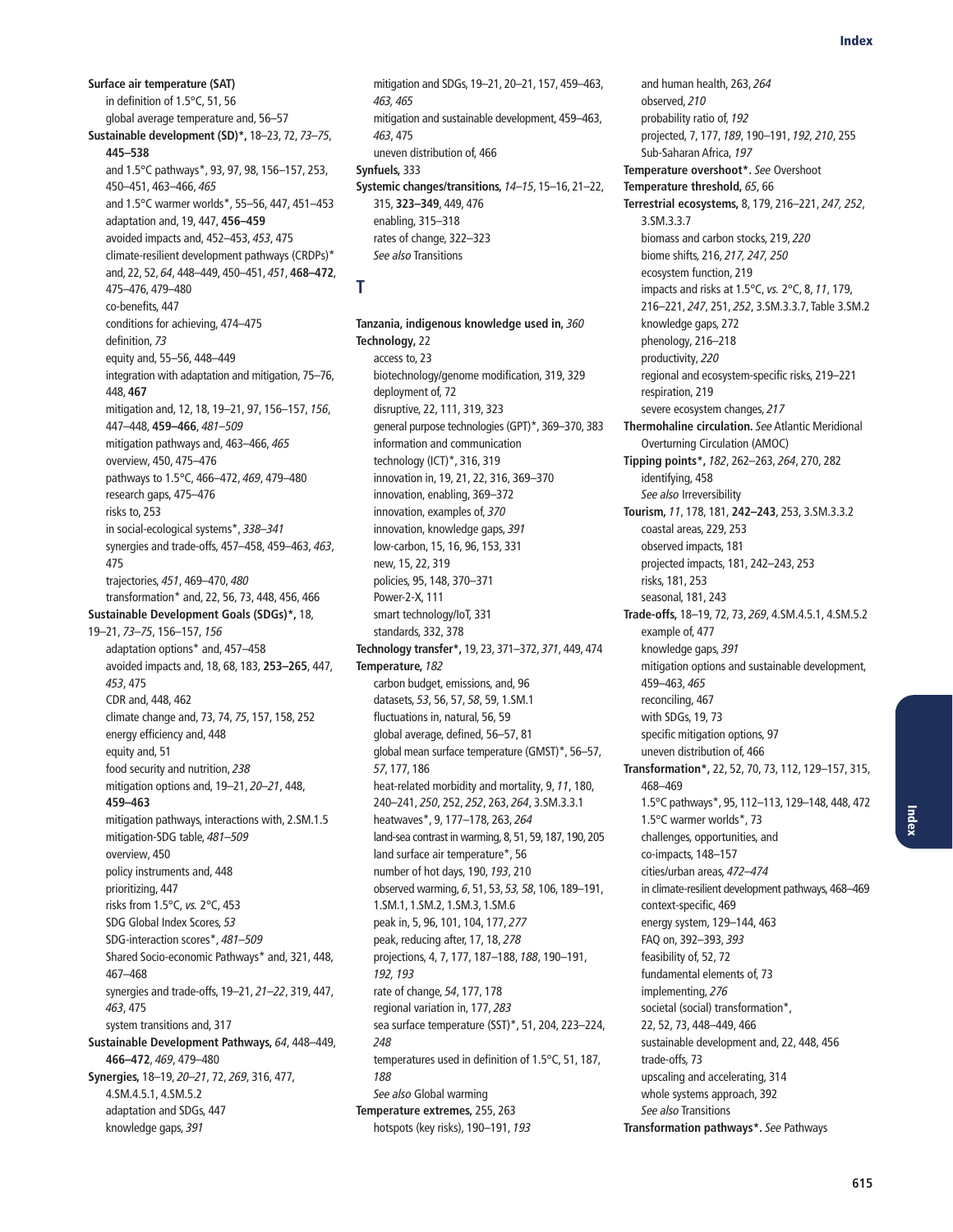**Surface air temperature (SAT)**
- in definition of 1.5°C, 51, 56
- global average temperature and, 56–57

**Sustainable development (SD)*,** 18–23, 72, *73–75*, **445–538**
- and 1.5°C pathways*, 93, 97, 98, 156–157, 253, 450–451, 463–466, *465*
- and 1.5°C warmer worlds*, 55–56, 447, 451–453
- adaptation and, 19, 447, **456–459**
- avoided impacts and, 452–453, *453*, 475
- climate-resilient development pathways (CRDPs)* and, 22, 52, *64*, 448–449, 450–451, *451*, **468–472**, 475–476, 479–480
- co-benefits, 447
- conditions for achieving, 474–475
- definition, *73*
- equity and, 55–56, 448–449
- integration with adaptation and mitigation, 75–76, 448, **467**
- mitigation and, 12, 18, 19–21, 97, 156–157, *156*, 447–448, **459–466**, *481–509*
- mitigation pathways and, 463–466, *465*
- overview, 450, 475–476
- pathways to 1.5°C, 466–472, *469*, 479–480
- research gaps, 475–476
- risks to, 253
- in social-ecological systems*, *338–341*
- synergies and trade-offs, 457–458, 459–463, *463*, 475
- trajectories, *451*, 469–470, *480*
- transformation* and, 22, 56, 73, 448, 456, 466

**Sustainable Development Goals (SDGs)*,** 18, 19–21, *73–75*, 156–157, *156*
- adaptation options* and, 457–458
- avoided impacts and, 18, 68, 183, **253–265**, 447, *453*, 475
- CDR and, 448, 462
- climate change and, 73, 74, *75*, 157, 158, 252
- energy efficiency and, 448
- equity and, 51
- food security and nutrition, *238*
- mitigation options and, 19–21, *20–21*, 448, **459–463**
- mitigation pathways, interactions with, 2.SM.1.5
- mitigation-SDG table, *481–509*
- overview, 450
- policy instruments and, 448
- prioritizing, 447
- risks from 1.5°C, *vs.* 2°C, 453
- SDG Global Index Scores, *53*
- SDG-interaction scores*, *481–509*
- Shared Socio-economic Pathways* and, 321, 448, 467–468
- synergies and trade-offs, 19–21, *21–22*, 319, 447, *463*, 475
- system transitions and, 317

**Sustainable Development Pathways,** *64*, 448–449, **466–472**, *469*, 479–480

**Synergies,** 18–19, *20–21*, 72, *269*, 316, 477, 4.SM.4.5.1, 4.SM.5.2
- adaptation and SDGs, 447
- knowledge gaps, *391*
- mitigation and SDGs, 19–21, 20–21, 157, 459–463, *463, 465*
- mitigation and sustainable development, 459–463, *463*, 475
- uneven distribution of, 466

**Synfuels,** 333

**Systemic changes/transitions,** *14–15*, 15–16, 21–22, 315, **323–349**, 449, 476
- enabling, 315–318
- rates of change, 322–323
- *See also* Transitions

## T

**Tanzania, indigenous knowledge used in,** *360*

**Technology,** 22
- access to, 23
- biotechnology/genome modification, 319, 329
- deployment of, 72
- disruptive, 22, 111, 319, 323
- general purpose technologies (GPT)*, 369–370, 383
- information and communication technology (ICT)*, 316, 319
- innovation in, 19, 21, 22, 316, 369–370
- innovation, enabling, 369–372
- innovation, examples of, *370*
- innovation, knowledge gaps, *391*
- low-carbon, 15, 16, 96, 153, 331
- new, 15, 22, 319
- policies, 95, 148, 370–371
- Power-2-X, 111
- smart technology/IoT, 331
- standards, 332, 378

**Technology transfer*,** 19, 23, 371–372, *371*, 449, 474

**Temperature,** *182*
- carbon budget, emissions, and, 96
- datasets, *53*, 56, 57, *58*, 59, 1.SM.1
- fluctuations in, natural, 56, 59
- global average, defined, 56–57, 81
- global mean surface temperature (GMST)*, 56–57, *57*, 177, 186
- heat-related morbidity and mortality, 9, *11*, 180, 240–241, *250*, 252, *252*, 263, *264*, 3.SM.3.3.1
- heatwaves*, 9, 177–178, 263, *264*
- land-sea contrast in warming, 8, 51, 59, 187, 190, 205
- land surface air temperature*, 56
- number of hot days, 190, *193*, 210
- observed warming, *6*, 51, 53, *53, 58*, 106, 189–191, 1.SM.1, 1.SM.2, 1.SM.3, 1.SM.6
- peak in, 5, 96, 101, 104, 177, *277*
- peak, reducing after, 17, 18, *278*
- projections, 4, 7, 177, 187–188, *188*, 190–191, *192, 193*
- rate of change, *54*, 177, 178
- regional variation in, 177, *283*
- sea surface temperature (SST)*, 51, 204, 223–224, *248*
- temperatures used in definition of 1.5°C, 51, 187, *188*
- *See also* Global warming

**Temperature extremes,** 255, 263
- hotspots (key risks), 190–191, *193*
- and human health, 263, *264*
- observed, *210*
- probability ratio of, *192*
- projected, 7, 177, *189*, 190–191, *192*, *210*, 255
- Sub-Saharan Africa, *197*

**Temperature overshoot*.** *See* Overshoot

**Temperature threshold,** *65*, 66

**Terrestrial ecosystems,** 8, 179, 216–221, *247, 252*, 3.SM.3.3.7
- biomass and carbon stocks, 219, *220*
- biome shifts, 216, *217, 247, 250*
- ecosystem function, 219
- impacts and risks at 1.5°C, *vs.* 2°C, 8, *11*, 179, 216–221, *247*, 251, *252*, 3.SM.3.3.7, Table 3.SM.2
- knowledge gaps, 272
- phenology, 216–218
- productivity, *220*
- regional and ecosystem-specific risks, 219–221
- respiration, 219
- severe ecosystem changes, *217*

**Thermohaline circulation.** *See* Atlantic Meridional Overturning Circulation (AMOC)

**Tipping points*,** *182*, 262–263, *264*, 270, 282
- identifying, 458
- *See also* Irreversibility

**Tourism,** *11*, 178, 181, **242–243**, 253, 3.SM.3.3.2
- coastal areas, 229, 253
- observed impacts, 181
- projected impacts, 181, 242–243, 253
- risks, 181, 253
- seasonal, 181, 243

**Trade-offs,** 18–19, 72, 73, *269*, 4.SM.4.5.1, 4.SM.5.2
- example of, 477
- knowledge gaps, *391*
- mitigation options and sustainable development, 459–463, *465*
- reconciling, 467
- with SDGs, 19, 73
- specific mitigation options, 97
- uneven distribution of, 466

**Transformation*,** 22, 52, 70, 73, 112, 129–157, 315, 468–469
- 1.5°C pathways*, 95, 112–113, 129–148, 448, 472
- 1.5°C warmer worlds*, 73
- challenges, opportunities, and co-impacts, 148–157
- cities/urban areas, *472–474*
- in climate-resilient development pathways, 468–469
- context-specific, 469
- energy system, 129–144, 463
- FAQ on, 392–393, *393*
- feasibility of, 52, 72
- fundamental elements of, 73
- implementing, *276*
- societal (social) transformation*, 22, 52, 73, 448–449, 466
- sustainable development and, 22, 448, 456
- trade-offs, 73
- upscaling and accelerating, 314
- whole systems approach, 392
- *See also* Transitions

**Transformation pathways*.** *See* Pathways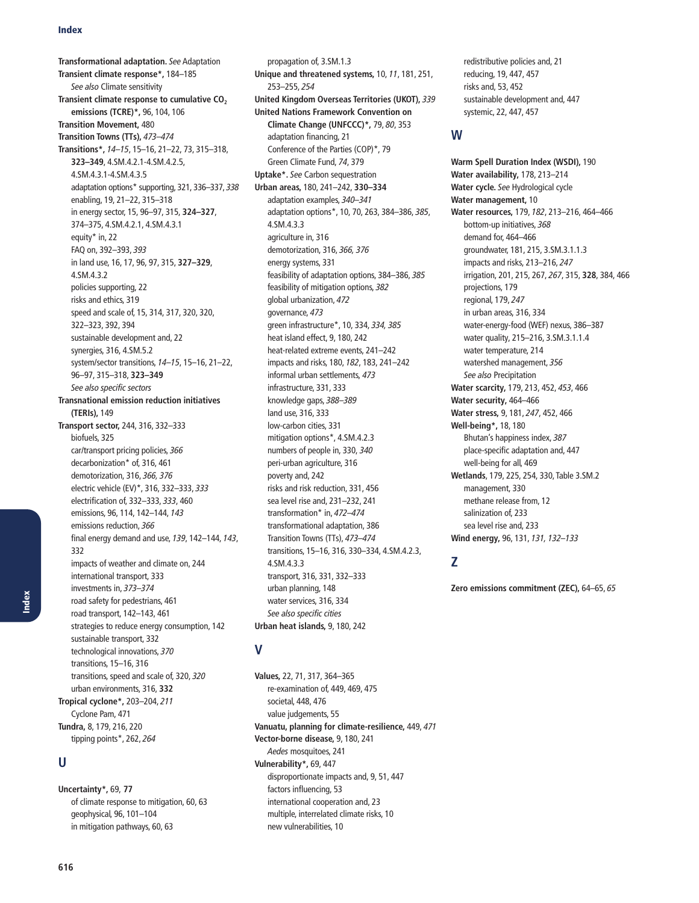**Transformational adaptation.** *See* Adaptation
**Transient climate response*,** 184–185
*See also* Climate sensitivity
**Transient climate response to cumulative $CO_2$ emissions (TCRE)*,** 96, 104, 106
**Transition Movement,** 480
**Transition Towns (TTs),** *473–474*
**Transitions*,** *14–15*, 15–16, 21–22, 73, 315–318, **323–349**, 4.SM.4.2.1-4.SM.4.2.5, 4.SM.4.3.1-4.SM.4.3.5
adaptation options* supporting, 321, 336–337, *338*
enabling, 19, 21–22, 315–318
in energy sector, 15, 96–97, 315, **324–327**, 374–375, 4.SM.4.2.1, 4.SM.4.3.1
equity* in, 22
FAQ on, 392–393, *393*
in land use, 16, 17, 96, 97, 315, **327–329**, 4.SM.4.3.2
policies supporting, 22
risks and ethics, 319
speed and scale of, 15, 314, 317, 320, 320, 322–323, 392, 394
sustainable development and, 22
synergies, 316, 4.SM.5.2
system/sector transitions, *14–15*, 15–16, 21–22, 96–97, 315–318, **323–349**
*See also specific sectors*
**Transnational emission reduction initiatives (TERIs),** 149
**Transport sector,** 244, 316, 332–333
biofuels, 325
car/transport pricing policies, *366*
decarbonization* of, 316, 461
demotorization, 316, *366, 376*
electric vehicle (EV)*, 316, 332–333, *333*
electrification of, 332–333, *333*, 460
emissions, 96, 114, 142–144, *143*
emissions reduction, *366*
final energy demand and use, *139*, 142–144, *143*, 332
impacts of weather and climate on, 244
international transport, 333
investments in, *373–374*
road safety for pedestrians, 461
road transport, 142–143, 461
strategies to reduce energy consumption, 142
sustainable transport, 332
technological innovations, *370*
transitions, 15–16, 316
transitions, speed and scale of, 320, *320*
urban environments, 316, **332**
**Tropical cyclone*,** 203–204, *211*
Cyclone Pam, 471
**Tundra,** 8, 179, 216, 220
tipping points*, 262, *264*

## U

**Uncertainty*,** 69, **77**
of climate response to mitigation, 60, 63
geophysical, 96, 101–104
in mitigation pathways, 60, 63
propagation of, 3.SM.1.3
**Unique and threatened systems,** 10, *11*, 181, 251, 253–255, *254*
**United Kingdom Overseas Territories (UKOT),** *339*
**United Nations Framework Convention on Climate Change (UNFCCC)*,** 79, *80*, 353
adaptation financing, 21
Conference of the Parties (COP)*, 79
Green Climate Fund, *74*, 379
**Uptake*.** *See* Carbon sequestration
**Urban areas,** 180, 241–242, **330–334**
adaptation examples, *340–341*
adaptation options*, 10, 70, 263, 384–386, *385*, 4.SM.4.3.3
agriculture in, 316
demotorization, 316, *366, 376*
energy systems, 331
feasibility of adaptation options, 384–386, *385*
feasibility of mitigation options, *382*
global urbanization, *472*
governance, *473*
green infrastructure*, 10, 334, *334, 385*
heat island effect, 9, 180, 242
heat-related extreme events, 241–242
impacts and risks, 180, *182*, 183, 241–242
informal urban settlements, *473*
infrastructure, 331, 333
knowledge gaps, *388–389*
land use, 316, 333
low-carbon cities, 331
mitigation options*, 4.SM.4.2.3
numbers of people in, 330, *340*
peri-urban agriculture, 316
poverty and, 242
risks and risk reduction, 331, 456
sea level rise and, 231–232, 241
transformation* in, *472–474*
transformational adaptation, 386
Transition Towns (TTs), *473–474*
transitions, 15–16, 316, 330–334, 4.SM.4.2.3, 4.SM.4.3.3
transport, 316, 331, 332–333
urban planning, 148
water services, 316, 334
*See also specific cities*
**Urban heat islands,** 9, 180, 242

## V

**Values,** 22, 71, 317, 364–365
re-examination of, 449, 469, 475
societal, 448, 476
value judgements, 55
**Vanuatu, planning for climate-resilience,** 449, *471*
**Vector-borne disease,** 9, 180, 241
*Aedes* mosquitoes, 241
**Vulnerability*,** 69, 447
disproportionate impacts and, 9, 51, 447
factors influencing, 53
international cooperation and, 23
multiple, interrelated climate risks, 10
new vulnerabilities, 10
redistributive policies and, 21
reducing, 19, 447, 457
risks and, 53, 452
sustainable development and, 447
systemic, 22, 447, 457

## W

**Warm Spell Duration Index (WSDI),** 190
**Water availability,** 178, 213–214
**Water cycle.** *See* Hydrological cycle
**Water management,** 10
**Water resources,** 179, *182*, 213–216, 464–466
bottom-up initiatives, *368*
demand for, 464–466
groundwater, 181, 215, 3.SM.3.1.1.3
impacts and risks, 213–216, *247*
irrigation, 201, 215, 267, *267*, 315, **328**, 384, 466
projections, 179
regional, 179, *247*
in urban areas, 316, 334
water-energy-food (WEF) nexus, 386–387
water quality, 215–216, 3.SM.3.1.1.4
water temperature, 214
watershed management, *356*
*See also* Precipitation
**Water scarcity,** 179, 213, 452, *453*, 466
**Water security,** 464–466
**Water stress,** 9, 181, *247*, 452, 466
**Well-being*,** 18, 180
Bhutan's happiness index, *387*
place-specific adaptation and, 447
well-being for all, 469
**Wetlands,** 179, 225, 254, 330, Table 3.SM.2
management, 330
methane release from, 12
salinization of, 233
sea level rise and, 233
**Wind energy,** 96, 131, *131, 132–133*

## Z

**Zero emissions commitment (ZEC),** 64–65, *65*